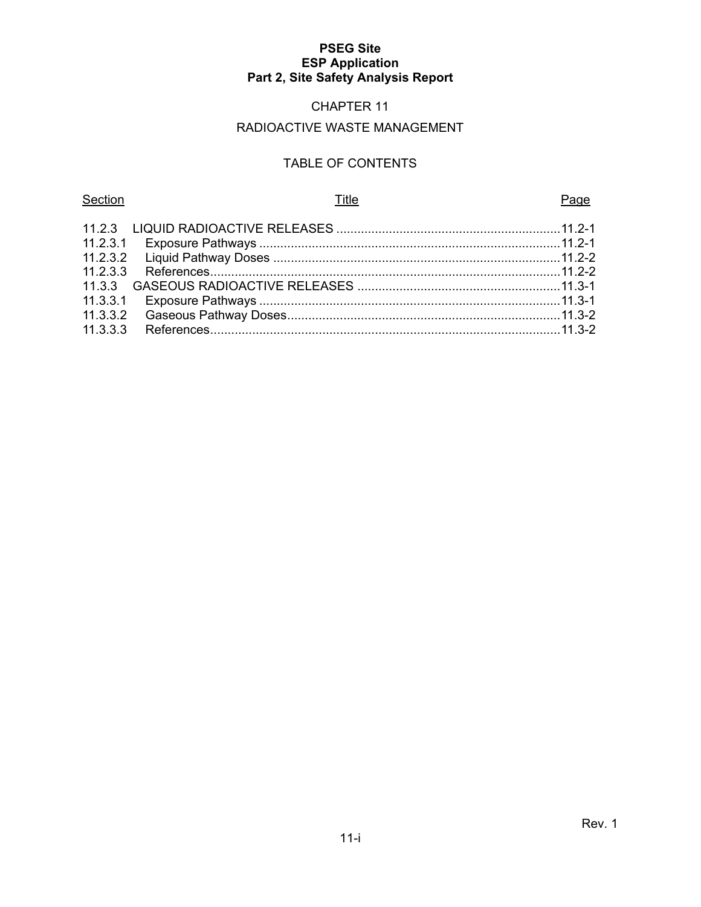**PSEG Site**
**ESP Application**
**Part 2, Site Safety Analysis Report**

# CHAPTER 11

# RADIOACTIVE WASTE MANAGEMENT

## TABLE OF CONTENTS

| Section | Title | Page |
|---|---|---|
| 11.2.3 | LIQUID RADIOACTIVE RELEASES | 11.2-1 |
| 11.2.3.1 | Exposure Pathways | 11.2-1 |
| 11.2.3.2 | Liquid Pathway Doses | 11.2-2 |
| 11.2.3.3 | References | 11.2-2 |
| 11.3.3 | GASEOUS RADIOACTIVE RELEASES | 11.3-1 |
| 11.3.3.1 | Exposure Pathways | 11.3-1 |
| 11.3.3.2 | Gaseous Pathway Doses | 11.3-2 |
| 11.3.3.3 | References | 11.3-2 |

Rev. 1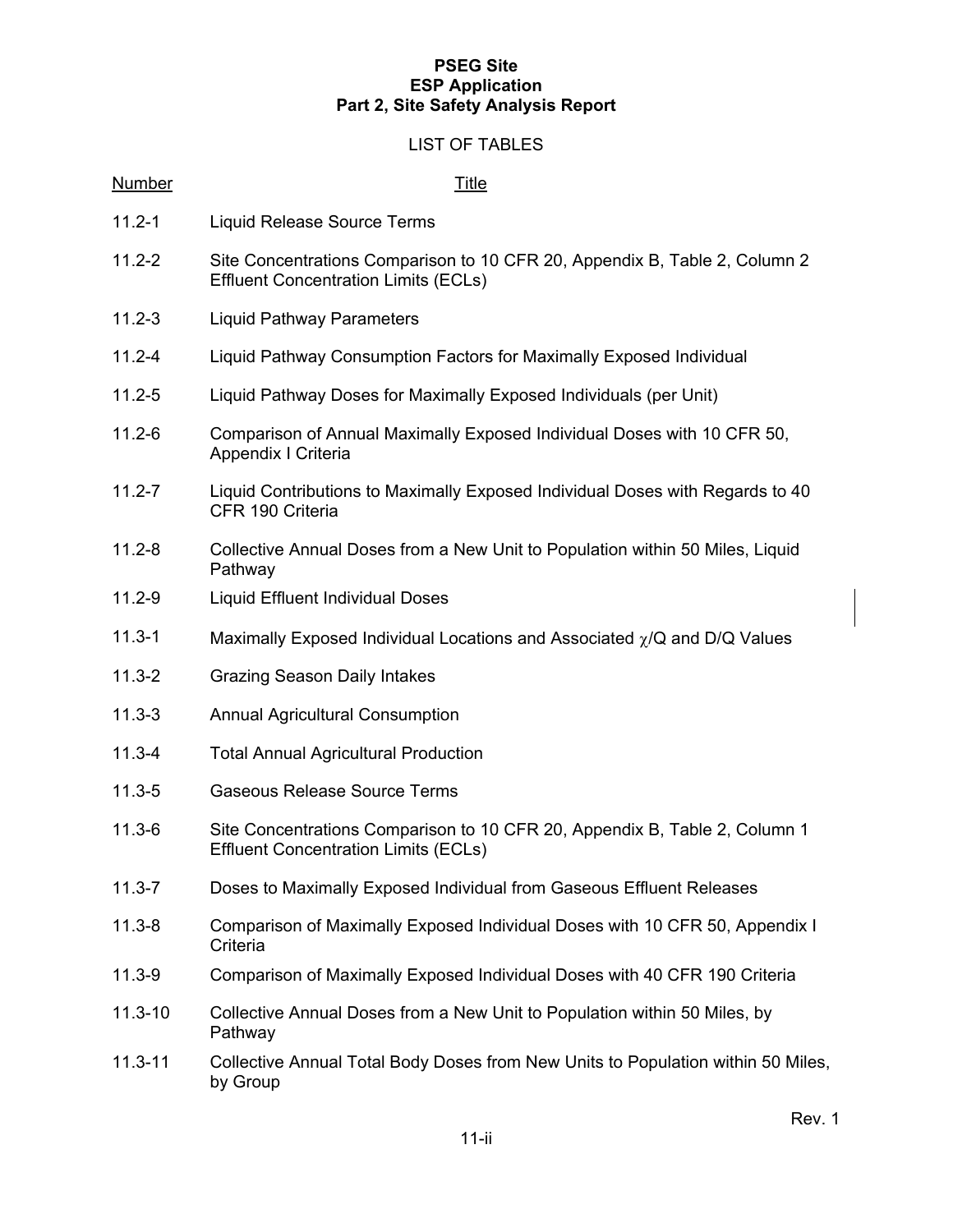LIST OF TABLES

| Number | Title |
|---|---|
| 11.2-1 | Liquid Release Source Terms |
| 11.2-2 | Site Concentrations Comparison to 10 CFR 20, Appendix B, Table 2, Column 2 Effluent Concentration Limits (ECLs) |
| 11.2-3 | Liquid Pathway Parameters |
| 11.2-4 | Liquid Pathway Consumption Factors for Maximally Exposed Individual |
| 11.2-5 | Liquid Pathway Doses for Maximally Exposed Individuals (per Unit) |
| 11.2-6 | Comparison of Annual Maximally Exposed Individual Doses with 10 CFR 50, Appendix I Criteria |
| 11.2-7 | Liquid Contributions to Maximally Exposed Individual Doses with Regards to 40 CFR 190 Criteria |
| 11.2-8 | Collective Annual Doses from a New Unit to Population within 50 Miles, Liquid Pathway |
| 11.2-9 | Liquid Effluent Individual Doses |
| 11.3-1 | Maximally Exposed Individual Locations and Associated $\chi$/Q and D/Q Values |
| 11.3-2 | Grazing Season Daily Intakes |
| 11.3-3 | Annual Agricultural Consumption |
| 11.3-4 | Total Annual Agricultural Production |
| 11.3-5 | Gaseous Release Source Terms |
| 11.3-6 | Site Concentrations Comparison to 10 CFR 20, Appendix B, Table 2, Column 1 Effluent Concentration Limits (ECLs) |
| 11.3-7 | Doses to Maximally Exposed Individual from Gaseous Effluent Releases |
| 11.3-8 | Comparison of Maximally Exposed Individual Doses with 10 CFR 50, Appendix I Criteria |
| 11.3-9 | Comparison of Maximally Exposed Individual Doses with 40 CFR 190 Criteria |
| 11.3-10 | Collective Annual Doses from a New Unit to Population within 50 Miles, by Pathway |
| 11.3-11 | Collective Annual Total Body Doses from New Units to Population within 50 Miles, by Group |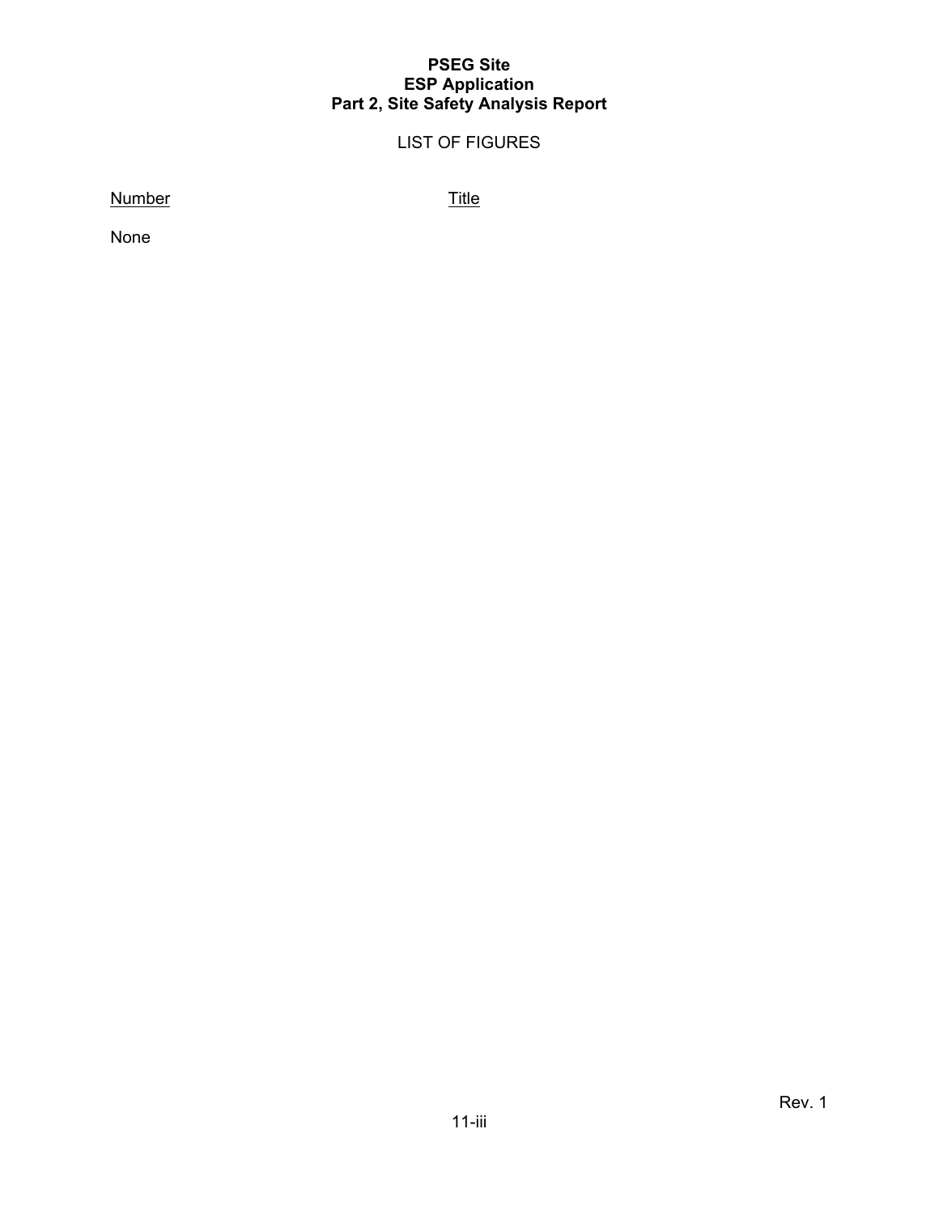## LIST OF FIGURES

| Number | Title |
|---|---|
| None | |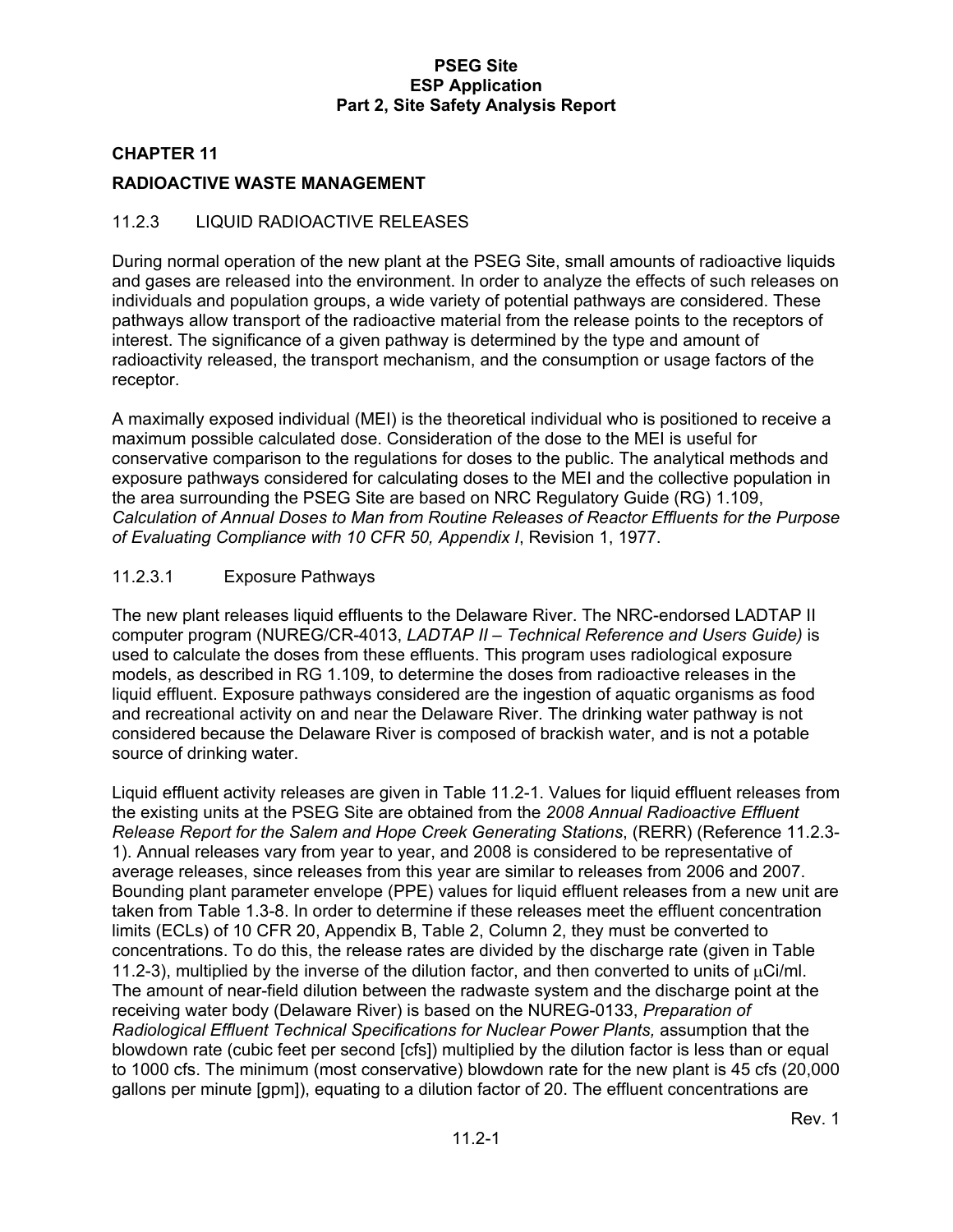## CHAPTER 11

## RADIOACTIVE WASTE MANAGEMENT

### 11.2.3 LIQUID RADIOACTIVE RELEASES

During normal operation of the new plant at the PSEG Site, small amounts of radioactive liquids and gases are released into the environment. In order to analyze the effects of such releases on individuals and population groups, a wide variety of potential pathways are considered. These pathways allow transport of the radioactive material from the release points to the receptors of interest. The significance of a given pathway is determined by the type and amount of radioactivity released, the transport mechanism, and the consumption or usage factors of the receptor.

A maximally exposed individual (MEI) is the theoretical individual who is positioned to receive a maximum possible calculated dose. Consideration of the dose to the MEI is useful for conservative comparison to the regulations for doses to the public. The analytical methods and exposure pathways considered for calculating doses to the MEI and the collective population in the area surrounding the PSEG Site are based on NRC Regulatory Guide (RG) 1.109, *Calculation of Annual Doses to Man from Routine Releases of Reactor Effluents for the Purpose of Evaluating Compliance with 10 CFR 50, Appendix I*, Revision 1, 1977.

#### 11.2.3.1 Exposure Pathways

The new plant releases liquid effluents to the Delaware River. The NRC-endorsed LADTAP II computer program (NUREG/CR-4013, *LADTAP II – Technical Reference and Users Guide)* is used to calculate the doses from these effluents. This program uses radiological exposure models, as described in RG 1.109, to determine the doses from radioactive releases in the liquid effluent. Exposure pathways considered are the ingestion of aquatic organisms as food and recreational activity on and near the Delaware River. The drinking water pathway is not considered because the Delaware River is composed of brackish water, and is not a potable source of drinking water.

Liquid effluent activity releases are given in Table 11.2-1. Values for liquid effluent releases from the existing units at the PSEG Site are obtained from the *2008 Annual Radioactive Effluent Release Report for the Salem and Hope Creek Generating Stations*, (RERR) (Reference 11.2.3-1). Annual releases vary from year to year, and 2008 is considered to be representative of average releases, since releases from this year are similar to releases from 2006 and 2007. Bounding plant parameter envelope (PPE) values for liquid effluent releases from a new unit are taken from Table 1.3-8. In order to determine if these releases meet the effluent concentration limits (ECLs) of 10 CFR 20, Appendix B, Table 2, Column 2, they must be converted to concentrations. To do this, the release rates are divided by the discharge rate (given in Table 11.2-3), multiplied by the inverse of the dilution factor, and then converted to units of μCi/ml. The amount of near-field dilution between the radwaste system and the discharge point at the receiving water body (Delaware River) is based on the NUREG-0133, *Preparation of Radiological Effluent Technical Specifications for Nuclear Power Plants,* assumption that the blowdown rate (cubic feet per second [cfs]) multiplied by the dilution factor is less than or equal to 1000 cfs. The minimum (most conservative) blowdown rate for the new plant is 45 cfs (20,000 gallons per minute [gpm]), equating to a dilution factor of 20. The effluent concentrations are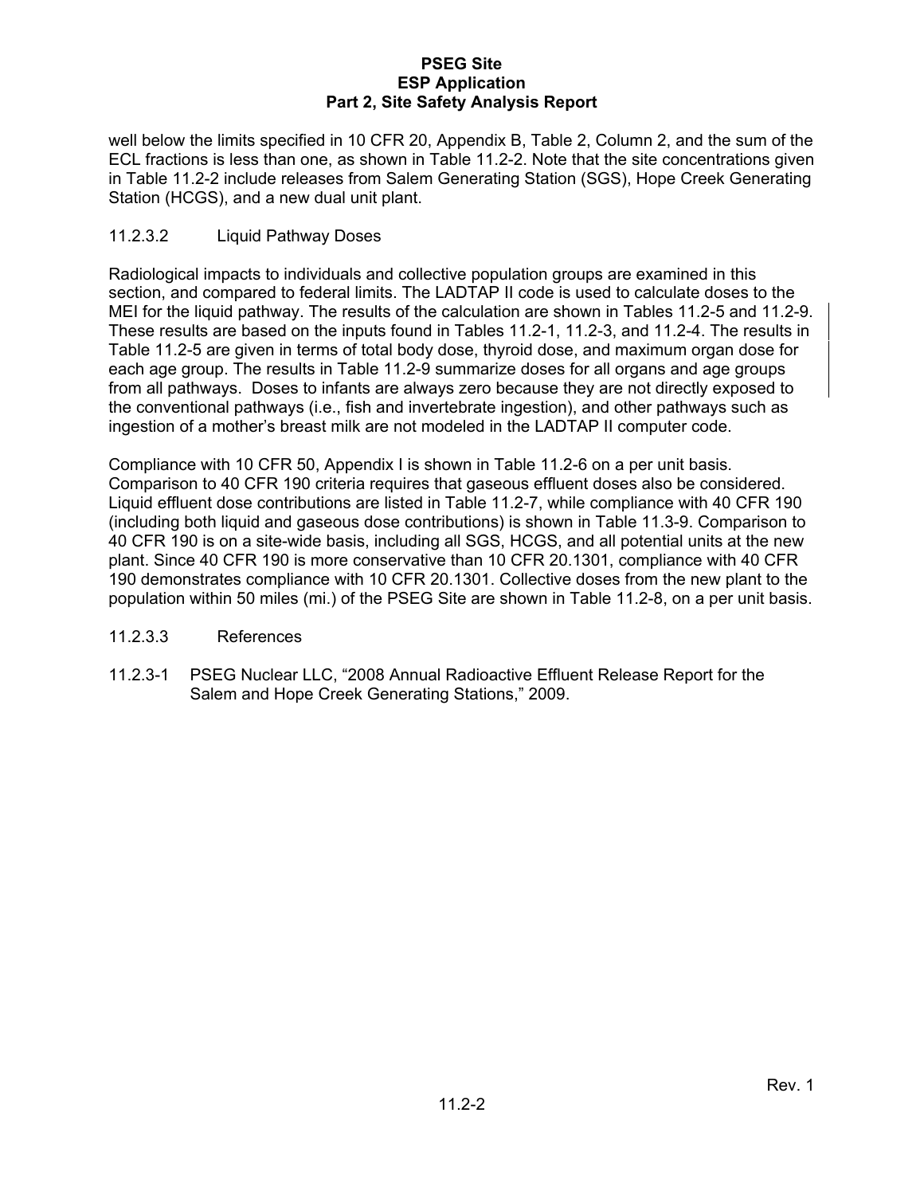well below the limits specified in 10 CFR 20, Appendix B, Table 2, Column 2, and the sum of the ECL fractions is less than one, as shown in Table 11.2-2. Note that the site concentrations given in Table 11.2-2 include releases from Salem Generating Station (SGS), Hope Creek Generating Station (HCGS), and a new dual unit plant.

### 11.2.3.2 Liquid Pathway Doses

Radiological impacts to individuals and collective population groups are examined in this section, and compared to federal limits. The LADTAP II code is used to calculate doses to the MEI for the liquid pathway. The results of the calculation are shown in Tables 11.2-5 and 11.2-9. These results are based on the inputs found in Tables 11.2-1, 11.2-3, and 11.2-4. The results in Table 11.2-5 are given in terms of total body dose, thyroid dose, and maximum organ dose for each age group. The results in Table 11.2-9 summarize doses for all organs and age groups from all pathways. Doses to infants are always zero because they are not directly exposed to the conventional pathways (i.e., fish and invertebrate ingestion), and other pathways such as ingestion of a mother's breast milk are not modeled in the LADTAP II computer code.

Compliance with 10 CFR 50, Appendix I is shown in Table 11.2-6 on a per unit basis. Comparison to 40 CFR 190 criteria requires that gaseous effluent doses also be considered. Liquid effluent dose contributions are listed in Table 11.2-7, while compliance with 40 CFR 190 (including both liquid and gaseous dose contributions) is shown in Table 11.3-9. Comparison to 40 CFR 190 is on a site-wide basis, including all SGS, HCGS, and all potential units at the new plant. Since 40 CFR 190 is more conservative than 10 CFR 20.1301, compliance with 40 CFR 190 demonstrates compliance with 10 CFR 20.1301. Collective doses from the new plant to the population within 50 miles (mi.) of the PSEG Site are shown in Table 11.2-8, on a per unit basis.

### 11.2.3.3 References

11.2.3-1 PSEG Nuclear LLC, "2008 Annual Radioactive Effluent Release Report for the Salem and Hope Creek Generating Stations," 2009.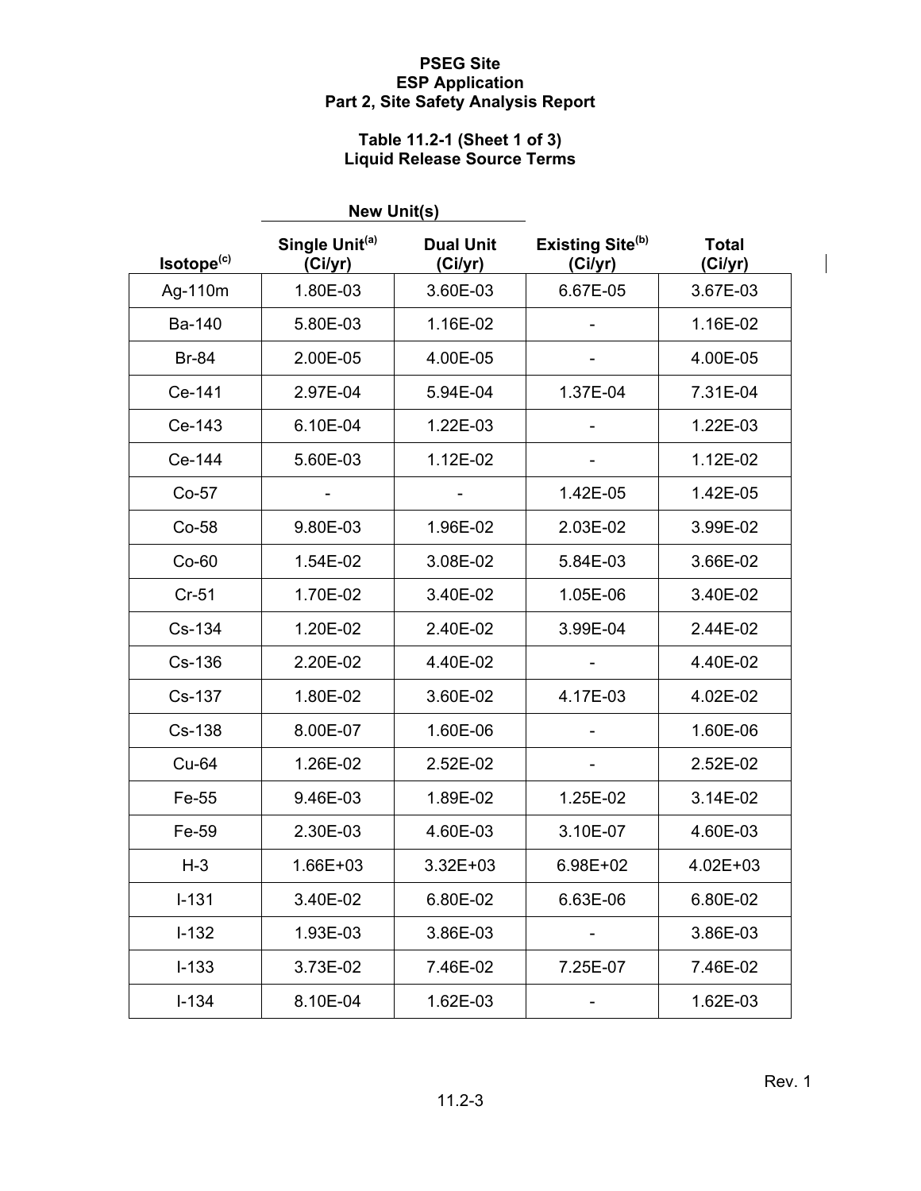PSEG Site
ESP Application
Part 2, Site Safety Analysis Report

**Table 11.2-1 (Sheet 1 of 3)**
**Liquid Release Source Terms**

| | New Unit(s) | | | |
|---|---|---|---|---|
| Isotope[c] | Single Unit[a] (Ci/yr) | Dual Unit (Ci/yr) | Existing Site[b] (Ci/yr) | Total (Ci/yr) |
| Ag-110m | 1.80E-03 | 3.60E-03 | 6.67E-05 | 3.67E-03 |
| Ba-140 | 5.80E-03 | 1.16E-02 | - | 1.16E-02 |
| Br-84 | 2.00E-05 | 4.00E-05 | - | 4.00E-05 |
| Ce-141 | 2.97E-04 | 5.94E-04 | 1.37E-04 | 7.31E-04 |
| Ce-143 | 6.10E-04 | 1.22E-03 | - | 1.22E-03 |
| Ce-144 | 5.60E-03 | 1.12E-02 | - | 1.12E-02 |
| Co-57 | - | - | 1.42E-05 | 1.42E-05 |
| Co-58 | 9.80E-03 | 1.96E-02 | 2.03E-02 | 3.99E-02 |
| Co-60 | 1.54E-02 | 3.08E-02 | 5.84E-03 | 3.66E-02 |
| Cr-51 | 1.70E-02 | 3.40E-02 | 1.05E-06 | 3.40E-02 |
| Cs-134 | 1.20E-02 | 2.40E-02 | 3.99E-04 | 2.44E-02 |
| Cs-136 | 2.20E-02 | 4.40E-02 | - | 4.40E-02 |
| Cs-137 | 1.80E-02 | 3.60E-02 | 4.17E-03 | 4.02E-02 |
| Cs-138 | 8.00E-07 | 1.60E-06 | - | 1.60E-06 |
| Cu-64 | 1.26E-02 | 2.52E-02 | - | 2.52E-02 |
| Fe-55 | 9.46E-03 | 1.89E-02 | 1.25E-02 | 3.14E-02 |
| Fe-59 | 2.30E-03 | 4.60E-03 | 3.10E-07 | 4.60E-03 |
| H-3 | 1.66E+03 | 3.32E+03 | 6.98E+02 | 4.02E+03 |
| I-131 | 3.40E-02 | 6.80E-02 | 6.63E-06 | 6.80E-02 |
| I-132 | 1.93E-03 | 3.86E-03 | - | 3.86E-03 |
| I-133 | 3.73E-02 | 7.46E-02 | 7.25E-07 | 7.46E-02 |
| I-134 | 8.10E-04 | 1.62E-03 | - | 1.62E-03 |

Rev. 1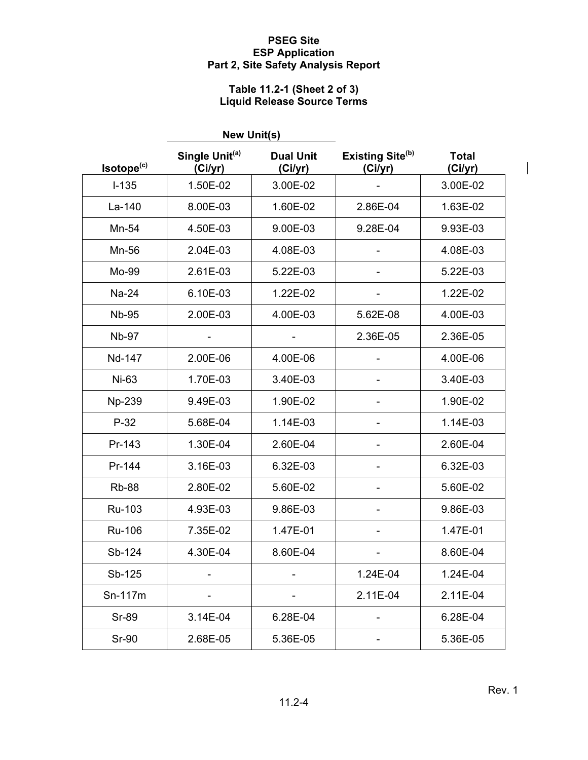**PSEG Site**
**ESP Application**
**Part 2, Site Safety Analysis Report**

**Table 11.2-1 (Sheet 2 of 3)**
**Liquid Release Source Terms**

| | New Unit(s) | | | |
|---|---|---|---|---|
| Isotope[c] | Single Unit[a] (Ci/yr) | Dual Unit (Ci/yr) | Existing Site[b] (Ci/yr) | Total (Ci/yr) |
| I-135 | 1.50E-02 | 3.00E-02 | - | 3.00E-02 |
| La-140 | 8.00E-03 | 1.60E-02 | 2.86E-04 | 1.63E-02 |
| Mn-54 | 4.50E-03 | 9.00E-03 | 9.28E-04 | 9.93E-03 |
| Mn-56 | 2.04E-03 | 4.08E-03 | - | 4.08E-03 |
| Mo-99 | 2.61E-03 | 5.22E-03 | - | 5.22E-03 |
| Na-24 | 6.10E-03 | 1.22E-02 | - | 1.22E-02 |
| Nb-95 | 2.00E-03 | 4.00E-03 | 5.62E-08 | 4.00E-03 |
| Nb-97 | - | - | 2.36E-05 | 2.36E-05 |
| Nd-147 | 2.00E-06 | 4.00E-06 | - | 4.00E-06 |
| Ni-63 | 1.70E-03 | 3.40E-03 | - | 3.40E-03 |
| Np-239 | 9.49E-03 | 1.90E-02 | - | 1.90E-02 |
| P-32 | 5.68E-04 | 1.14E-03 | - | 1.14E-03 |
| Pr-143 | 1.30E-04 | 2.60E-04 | - | 2.60E-04 |
| Pr-144 | 3.16E-03 | 6.32E-03 | - | 6.32E-03 |
| Rb-88 | 2.80E-02 | 5.60E-02 | - | 5.60E-02 |
| Ru-103 | 4.93E-03 | 9.86E-03 | - | 9.86E-03 |
| Ru-106 | 7.35E-02 | 1.47E-01 | - | 1.47E-01 |
| Sb-124 | 4.30E-04 | 8.60E-04 | - | 8.60E-04 |
| Sb-125 | - | - | 1.24E-04 | 1.24E-04 |
| Sn-117m | - | - | 2.11E-04 | 2.11E-04 |
| Sr-89 | 3.14E-04 | 6.28E-04 | - | 6.28E-04 |
| Sr-90 | 2.68E-05 | 5.36E-05 | - | 5.36E-05 |

Rev. 1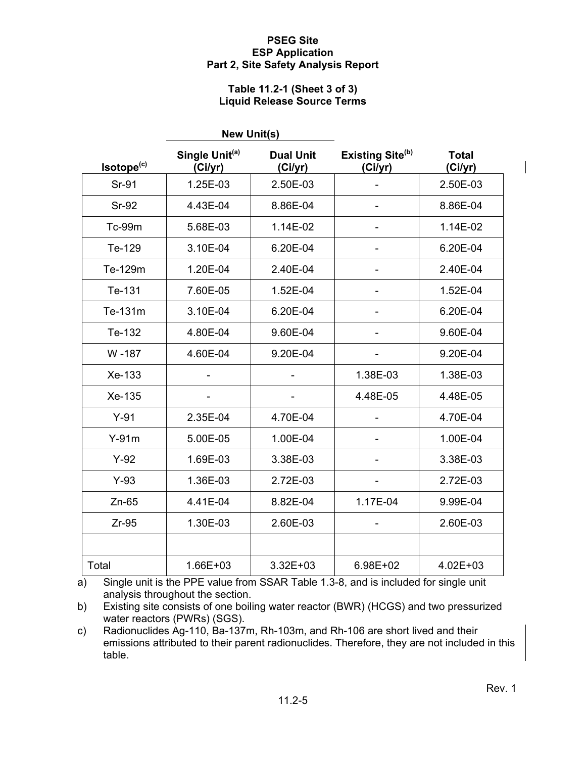**PSEG Site**
**ESP Application**
**Part 2, Site Safety Analysis Report**

**Table 11.2-1 (Sheet 3 of 3)**
**Liquid Release Source Terms**

| | New Unit(s) | | | |
|---|---|---|---|---|
| Isotope[c] | Single Unit[a] (Ci/yr) | Dual Unit (Ci/yr) | Existing Site[b] (Ci/yr) | Total (Ci/yr) |
| Sr-91 | 1.25E-03 | 2.50E-03 | - | 2.50E-03 |
| Sr-92 | 4.43E-04 | 8.86E-04 | - | 8.86E-04 |
| Tc-99m | 5.68E-03 | 1.14E-02 | - | 1.14E-02 |
| Te-129 | 3.10E-04 | 6.20E-04 | - | 6.20E-04 |
| Te-129m | 1.20E-04 | 2.40E-04 | - | 2.40E-04 |
| Te-131 | 7.60E-05 | 1.52E-04 | - | 1.52E-04 |
| Te-131m | 3.10E-04 | 6.20E-04 | - | 6.20E-04 |
| Te-132 | 4.80E-04 | 9.60E-04 | - | 9.60E-04 |
| W -187 | 4.60E-04 | 9.20E-04 | - | 9.20E-04 |
| Xe-133 | - | - | 1.38E-03 | 1.38E-03 |
| Xe-135 | - | - | 4.48E-05 | 4.48E-05 |
| Y-91 | 2.35E-04 | 4.70E-04 | - | 4.70E-04 |
| Y-91m | 5.00E-05 | 1.00E-04 | - | 1.00E-04 |
| Y-92 | 1.69E-03 | 3.38E-03 | - | 3.38E-03 |
| Y-93 | 1.36E-03 | 2.72E-03 | - | 2.72E-03 |
| Zn-65 | 4.41E-04 | 8.82E-04 | 1.17E-04 | 9.99E-04 |
| Zr-95 | 1.30E-03 | 2.60E-03 | - | 2.60E-03 |
| | | | | |
| Total | 1.66E+03 | 3.32E+03 | 6.98E+02 | 4.02E+03 |

a) Single unit is the PPE value from SSAR Table 1.3-8, and is included for single unit analysis throughout the section.

b) Existing site consists of one boiling water reactor (BWR) (HCGS) and two pressurized water reactors (PWRs) (SGS).

c) Radionuclides Ag-110, Ba-137m, Rh-103m, and Rh-106 are short lived and their emissions attributed to their parent radionuclides. Therefore, they are not included in this table.

Rev. 1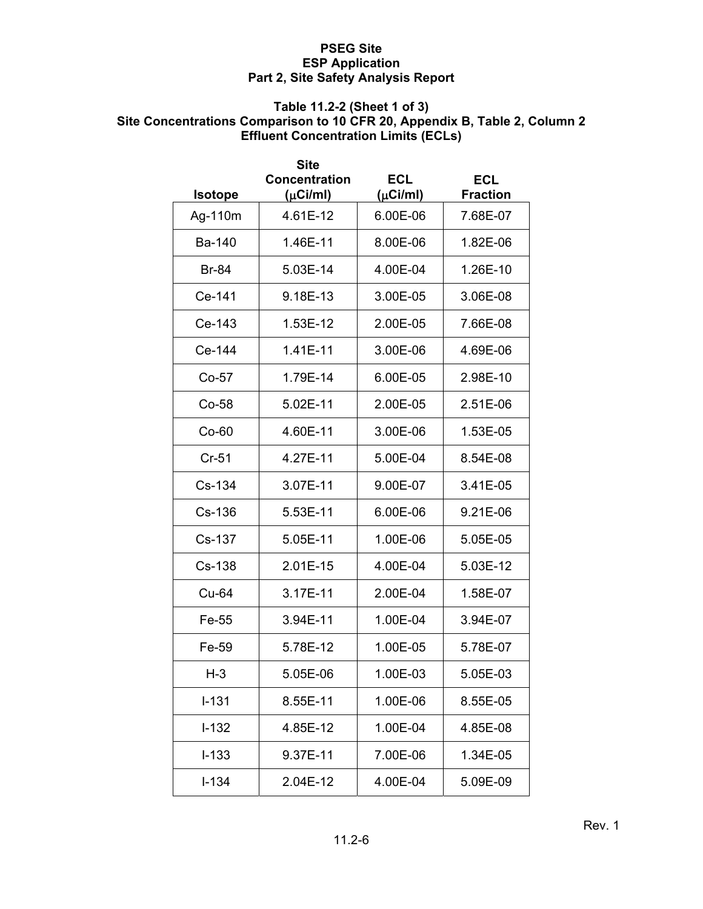# PSEG Site
# ESP Application
# Part 2, Site Safety Analysis Report

## Table 11.2-2 (Sheet 1 of 3)
## Site Concentrations Comparison to 10 CFR 20, Appendix B, Table 2, Column 2 Effluent Concentration Limits (ECLs)

| Isotope | Site Concentration (μCi/ml) | ECL (μCi/ml) | ECL Fraction |
|---|---|---|---|
| Ag-110m | 4.61E-12 | 6.00E-06 | 7.68E-07 |
| Ba-140 | 1.46E-11 | 8.00E-06 | 1.82E-06 |
| Br-84 | 5.03E-14 | 4.00E-04 | 1.26E-10 |
| Ce-141 | 9.18E-13 | 3.00E-05 | 3.06E-08 |
| Ce-143 | 1.53E-12 | 2.00E-05 | 7.66E-08 |
| Ce-144 | 1.41E-11 | 3.00E-06 | 4.69E-06 |
| Co-57 | 1.79E-14 | 6.00E-05 | 2.98E-10 |
| Co-58 | 5.02E-11 | 2.00E-05 | 2.51E-06 |
| Co-60 | 4.60E-11 | 3.00E-06 | 1.53E-05 |
| Cr-51 | 4.27E-11 | 5.00E-04 | 8.54E-08 |
| Cs-134 | 3.07E-11 | 9.00E-07 | 3.41E-05 |
| Cs-136 | 5.53E-11 | 6.00E-06 | 9.21E-06 |
| Cs-137 | 5.05E-11 | 1.00E-06 | 5.05E-05 |
| Cs-138 | 2.01E-15 | 4.00E-04 | 5.03E-12 |
| Cu-64 | 3.17E-11 | 2.00E-04 | 1.58E-07 |
| Fe-55 | 3.94E-11 | 1.00E-04 | 3.94E-07 |
| Fe-59 | 5.78E-12 | 1.00E-05 | 5.78E-07 |
| H-3 | 5.05E-06 | 1.00E-03 | 5.05E-03 |
| I-131 | 8.55E-11 | 1.00E-06 | 8.55E-05 |
| I-132 | 4.85E-12 | 1.00E-04 | 4.85E-08 |
| I-133 | 9.37E-11 | 7.00E-06 | 1.34E-05 |
| I-134 | 2.04E-12 | 4.00E-04 | 5.09E-09 |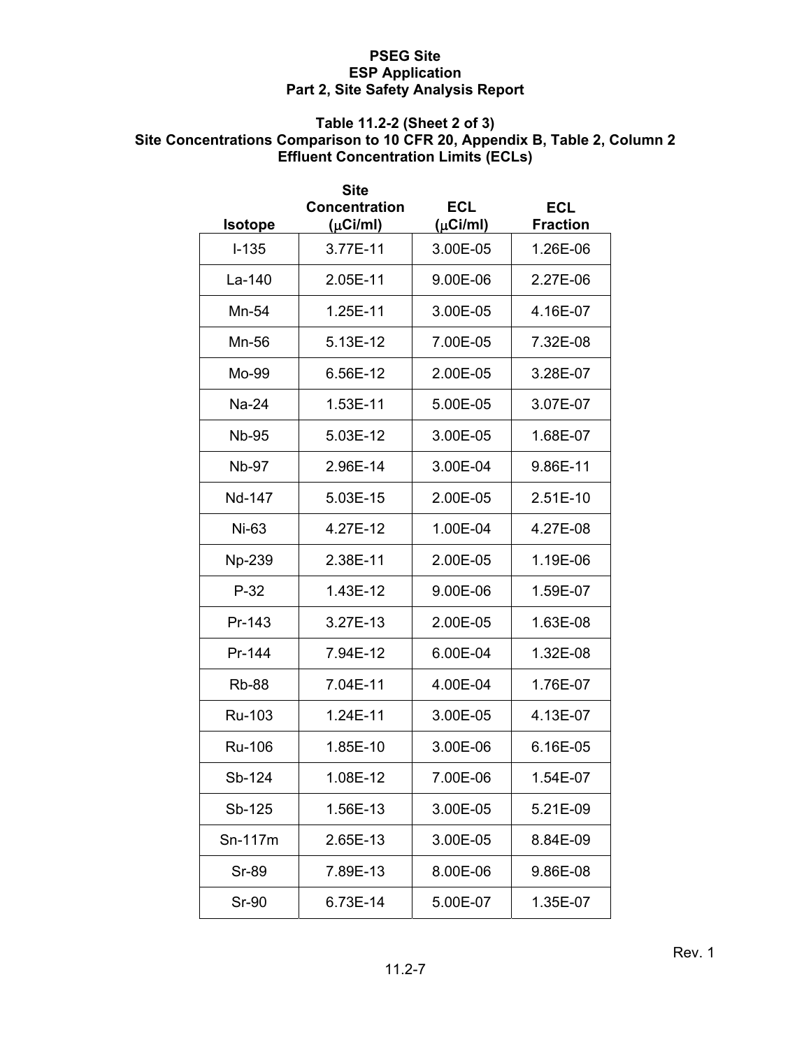PSEG Site
ESP Application
Part 2, Site Safety Analysis Report

**Table 11.2-2 (Sheet 2 of 3)**
**Site Concentrations Comparison to 10 CFR 20, Appendix B, Table 2, Column 2 Effluent Concentration Limits (ECLs)**

| Isotope | Site Concentration (μCi/ml) | ECL (μCi/ml) | ECL Fraction |
|---|---|---|---|
| I-135 | 3.77E-11 | 3.00E-05 | 1.26E-06 |
| La-140 | 2.05E-11 | 9.00E-06 | 2.27E-06 |
| Mn-54 | 1.25E-11 | 3.00E-05 | 4.16E-07 |
| Mn-56 | 5.13E-12 | 7.00E-05 | 7.32E-08 |
| Mo-99 | 6.56E-12 | 2.00E-05 | 3.28E-07 |
| Na-24 | 1.53E-11 | 5.00E-05 | 3.07E-07 |
| Nb-95 | 5.03E-12 | 3.00E-05 | 1.68E-07 |
| Nb-97 | 2.96E-14 | 3.00E-04 | 9.86E-11 |
| Nd-147 | 5.03E-15 | 2.00E-05 | 2.51E-10 |
| Ni-63 | 4.27E-12 | 1.00E-04 | 4.27E-08 |
| Np-239 | 2.38E-11 | 2.00E-05 | 1.19E-06 |
| P-32 | 1.43E-12 | 9.00E-06 | 1.59E-07 |
| Pr-143 | 3.27E-13 | 2.00E-05 | 1.63E-08 |
| Pr-144 | 7.94E-12 | 6.00E-04 | 1.32E-08 |
| Rb-88 | 7.04E-11 | 4.00E-04 | 1.76E-07 |
| Ru-103 | 1.24E-11 | 3.00E-05 | 4.13E-07 |
| Ru-106 | 1.85E-10 | 3.00E-06 | 6.16E-05 |
| Sb-124 | 1.08E-12 | 7.00E-06 | 1.54E-07 |
| Sb-125 | 1.56E-13 | 3.00E-05 | 5.21E-09 |
| Sn-117m | 2.65E-13 | 3.00E-05 | 8.84E-09 |
| Sr-89 | 7.89E-13 | 8.00E-06 | 9.86E-08 |
| Sr-90 | 6.73E-14 | 5.00E-07 | 1.35E-07 |

Rev. 1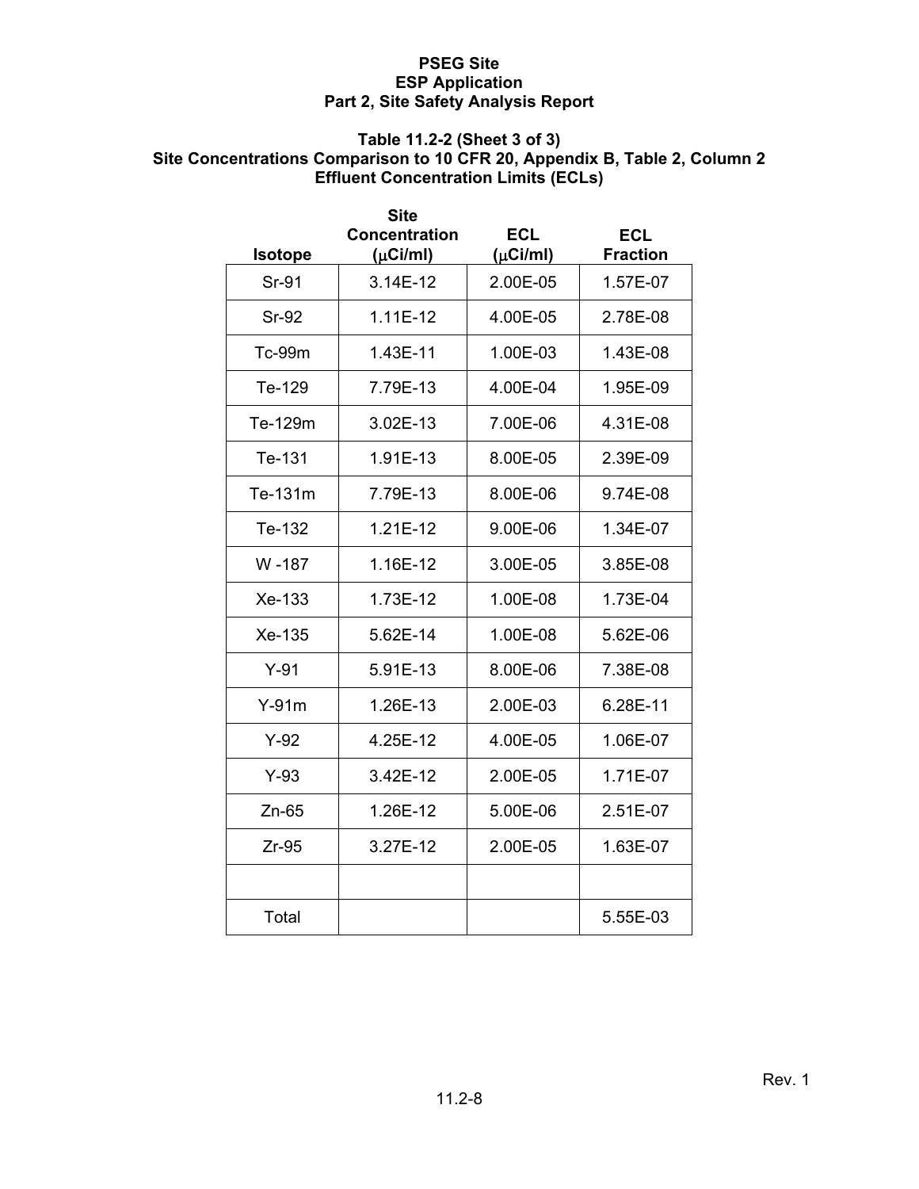**PSEG Site**
**ESP Application**
**Part 2, Site Safety Analysis Report**

**Table 11.2-2 (Sheet 3 of 3)**
**Site Concentrations Comparison to 10 CFR 20, Appendix B, Table 2, Column 2 Effluent Concentration Limits (ECLs)**

| Isotope | Site Concentration (μCi/ml) | ECL (μCi/ml) | ECL Fraction |
|---|---|---|---|
| Sr-91 | 3.14E-12 | 2.00E-05 | 1.57E-07 |
| Sr-92 | 1.11E-12 | 4.00E-05 | 2.78E-08 |
| Tc-99m | 1.43E-11 | 1.00E-03 | 1.43E-08 |
| Te-129 | 7.79E-13 | 4.00E-04 | 1.95E-09 |
| Te-129m | 3.02E-13 | 7.00E-06 | 4.31E-08 |
| Te-131 | 1.91E-13 | 8.00E-05 | 2.39E-09 |
| Te-131m | 7.79E-13 | 8.00E-06 | 9.74E-08 |
| Te-132 | 1.21E-12 | 9.00E-06 | 1.34E-07 |
| W -187 | 1.16E-12 | 3.00E-05 | 3.85E-08 |
| Xe-133 | 1.73E-12 | 1.00E-08 | 1.73E-04 |
| Xe-135 | 5.62E-14 | 1.00E-08 | 5.62E-06 |
| Y-91 | 5.91E-13 | 8.00E-06 | 7.38E-08 |
| Y-91m | 1.26E-13 | 2.00E-03 | 6.28E-11 |
| Y-92 | 4.25E-12 | 4.00E-05 | 1.06E-07 |
| Y-93 | 3.42E-12 | 2.00E-05 | 1.71E-07 |
| Zn-65 | 1.26E-12 | 5.00E-06 | 2.51E-07 |
| Zr-95 | 3.27E-12 | 2.00E-05 | 1.63E-07 |
| | | | |
| Total | | | 5.55E-03 |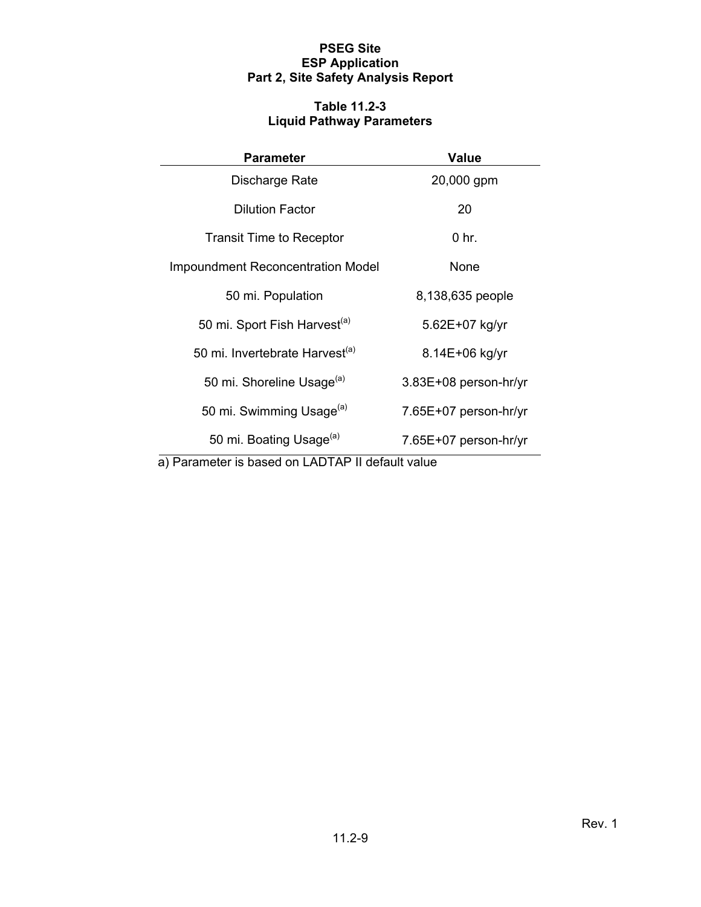**PSEG Site**
**ESP Application**
**Part 2, Site Safety Analysis Report**

**Table 11.2-3**
**Liquid Pathway Parameters**

| Parameter | Value |
|---|---|
| Discharge Rate | 20,000 gpm |
| Dilution Factor | 20 |
| Transit Time to Receptor | 0 hr. |
| Impoundment Reconcentration Model | None |
| 50 mi. Population | 8,138,635 people |
| 50 mi. Sport Fish Harvest[(a)] | 5.62E+07 kg/yr |
| 50 mi. Invertebrate Harvest[(a)] | 8.14E+06 kg/yr |
| 50 mi. Shoreline Usage[(a)] | 3.83E+08 person-hr/yr |
| 50 mi. Swimming Usage[(a)] | 7.65E+07 person-hr/yr |
| 50 mi. Boating Usage[(a)] | 7.65E+07 person-hr/yr |

a) Parameter is based on LADTAP II default value

Rev. 1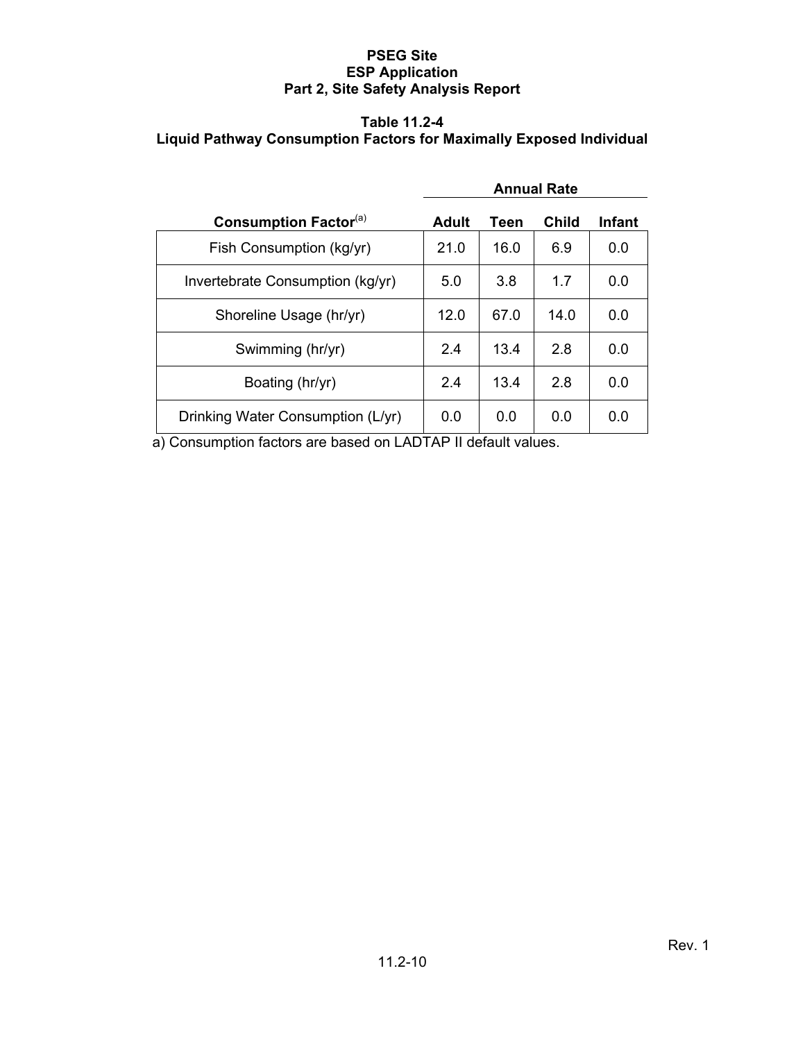### Table 11.2-4
### Liquid Pathway Consumption Factors for Maximally Exposed Individual

| Consumption Factor[(a)] | Annual Rate | | | |
|---|---|---|---|---|
| | Adult | Teen | Child | Infant |
| Fish Consumption (kg/yr) | 21.0 | 16.0 | 6.9 | 0.0 |
| Invertebrate Consumption (kg/yr) | 5.0 | 3.8 | 1.7 | 0.0 |
| Shoreline Usage (hr/yr) | 12.0 | 67.0 | 14.0 | 0.0 |
| Swimming (hr/yr) | 2.4 | 13.4 | 2.8 | 0.0 |
| Boating (hr/yr) | 2.4 | 13.4 | 2.8 | 0.0 |
| Drinking Water Consumption (L/yr) | 0.0 | 0.0 | 0.0 | 0.0 |

a) Consumption factors are based on LADTAP II default values.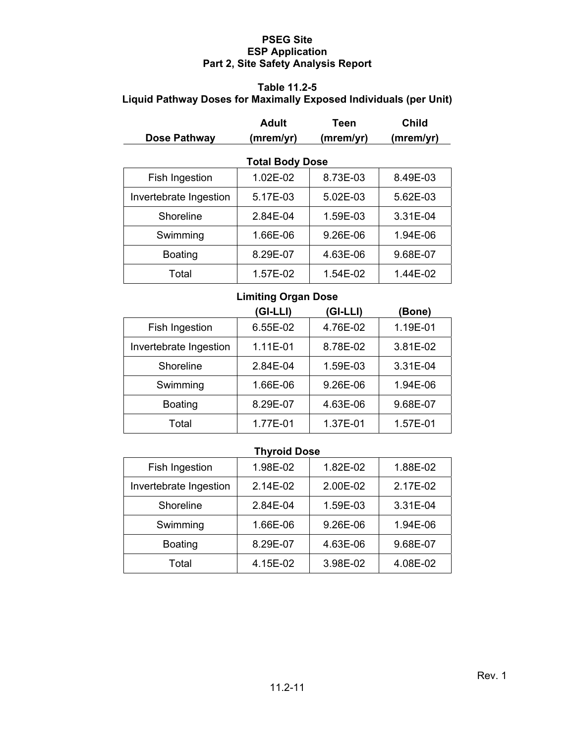PSEG Site
ESP Application
Part 2, Site Safety Analysis Report

**Table 11.2-5**
**Liquid Pathway Doses for Maximally Exposed Individuals (per Unit)**

| Dose Pathway | Adult (mrem/yr) | Teen (mrem/yr) | Child (mrem/yr) |
|---|---|---|---|
| **Total Body Dose** | | | |
| Fish Ingestion | 1.02E-02 | 8.73E-03 | 8.49E-03 |
| Invertebrate Ingestion | 5.17E-03 | 5.02E-03 | 5.62E-03 |
| Shoreline | 2.84E-04 | 1.59E-03 | 3.31E-04 |
| Swimming | 1.66E-06 | 9.26E-06 | 1.94E-06 |
| Boating | 8.29E-07 | 4.63E-06 | 9.68E-07 |
| Total | 1.57E-02 | 1.54E-02 | 1.44E-02 |
| **Limiting Organ Dose** | **(GI-LLI)** | **(GI-LLI)** | **(Bone)** |
| Fish Ingestion | 6.55E-02 | 4.76E-02 | 1.19E-01 |
| Invertebrate Ingestion | 1.11E-01 | 8.78E-02 | 3.81E-02 |
| Shoreline | 2.84E-04 | 1.59E-03 | 3.31E-04 |
| Swimming | 1.66E-06 | 9.26E-06 | 1.94E-06 |
| Boating | 8.29E-07 | 4.63E-06 | 9.68E-07 |
| Total | 1.77E-01 | 1.37E-01 | 1.57E-01 |
| **Thyroid Dose** | | | |
| Fish Ingestion | 1.98E-02 | 1.82E-02 | 1.88E-02 |
| Invertebrate Ingestion | 2.14E-02 | 2.00E-02 | 2.17E-02 |
| Shoreline | 2.84E-04 | 1.59E-03 | 3.31E-04 |
| Swimming | 1.66E-06 | 9.26E-06 | 1.94E-06 |
| Boating | 8.29E-07 | 4.63E-06 | 9.68E-07 |
| Total | 4.15E-02 | 3.98E-02 | 4.08E-02 |

Rev. 1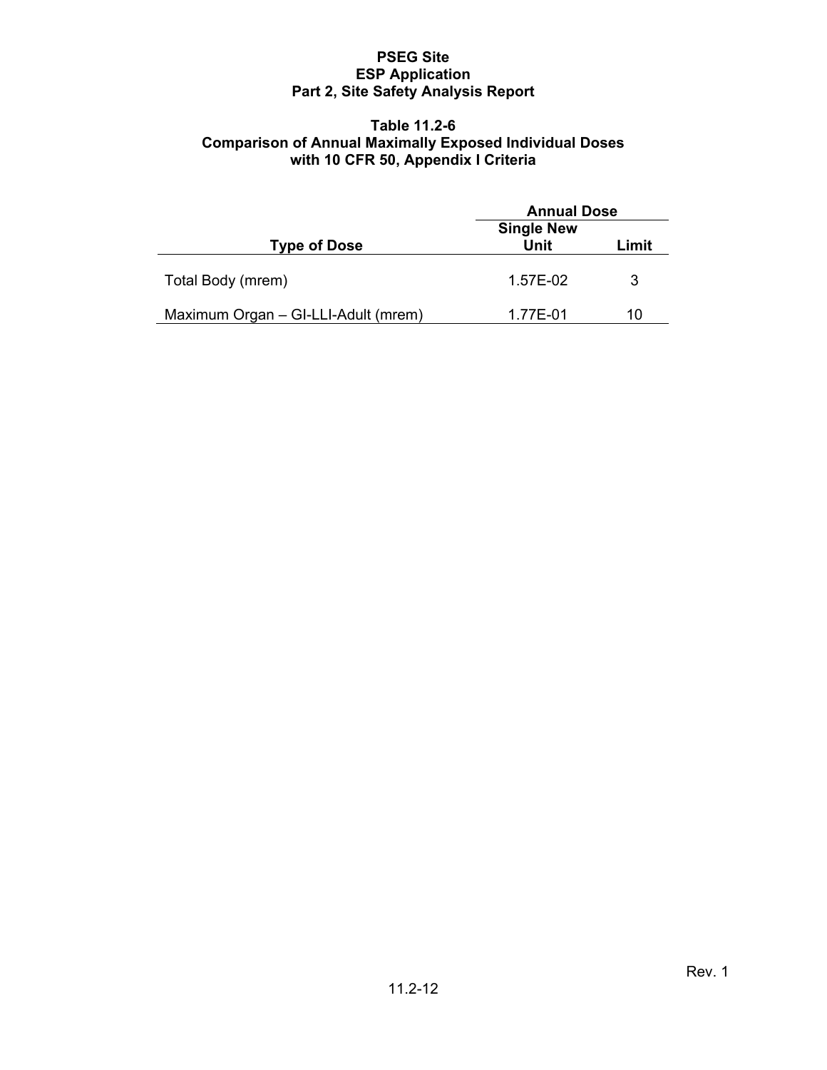**Table 11.2-6**
**Comparison of Annual Maximally Exposed Individual Doses with 10 CFR 50, Appendix I Criteria**

| Type of Dose | Annual Dose | |
|---|---|---|
| | Single New Unit | Limit |
| Total Body (mrem) | 1.57E-02 | 3 |
| Maximum Organ – GI-LLI-Adult (mrem) | 1.77E-01 | 10 |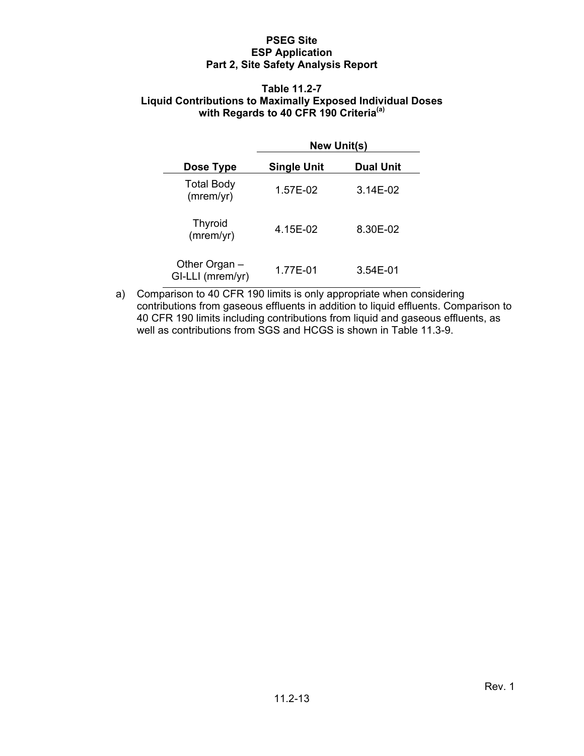**Table 11.2-7**
**Liquid Contributions to Maximally Exposed Individual Doses with Regards to 40 CFR 190 Criteria[(a)]**

| | New Unit(s) | |
|---|---|---|
| **Dose Type** | **Single Unit** | **Dual Unit** |
| Total Body (mrem/yr) | 1.57E-02 | 3.14E-02 |
| Thyroid (mrem/yr) | 4.15E-02 | 8.30E-02 |
| Other Organ – GI-LLI (mrem/yr) | 1.77E-01 | 3.54E-01 |

a) Comparison to 40 CFR 190 limits is only appropriate when considering contributions from gaseous effluents in addition to liquid effluents. Comparison to 40 CFR 190 limits including contributions from liquid and gaseous effluents, as well as contributions from SGS and HCGS is shown in Table 11.3-9.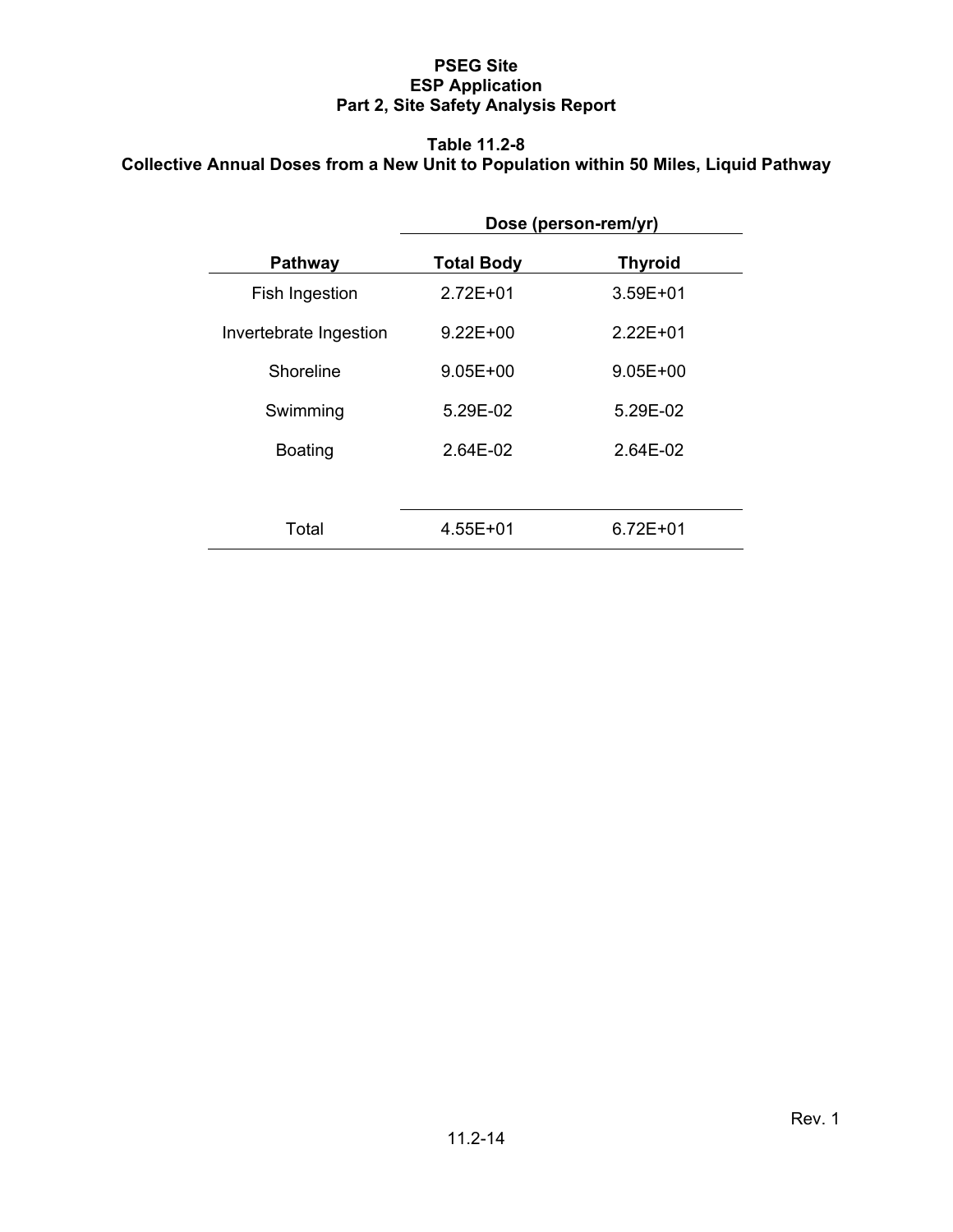**Table 11.2-8**
**Collective Annual Doses from a New Unit to Population within 50 Miles, Liquid Pathway**

| | Dose (person-rem/yr) | |
|---|---|---|
| **Pathway** | **Total Body** | **Thyroid** |
| Fish Ingestion | 2.72E+01 | 3.59E+01 |
| Invertebrate Ingestion | 9.22E+00 | 2.22E+01 |
| Shoreline | 9.05E+00 | 9.05E+00 |
| Swimming | 5.29E-02 | 5.29E-02 |
| Boating | 2.64E-02 | 2.64E-02 |
| Total | 4.55E+01 | 6.72E+01 |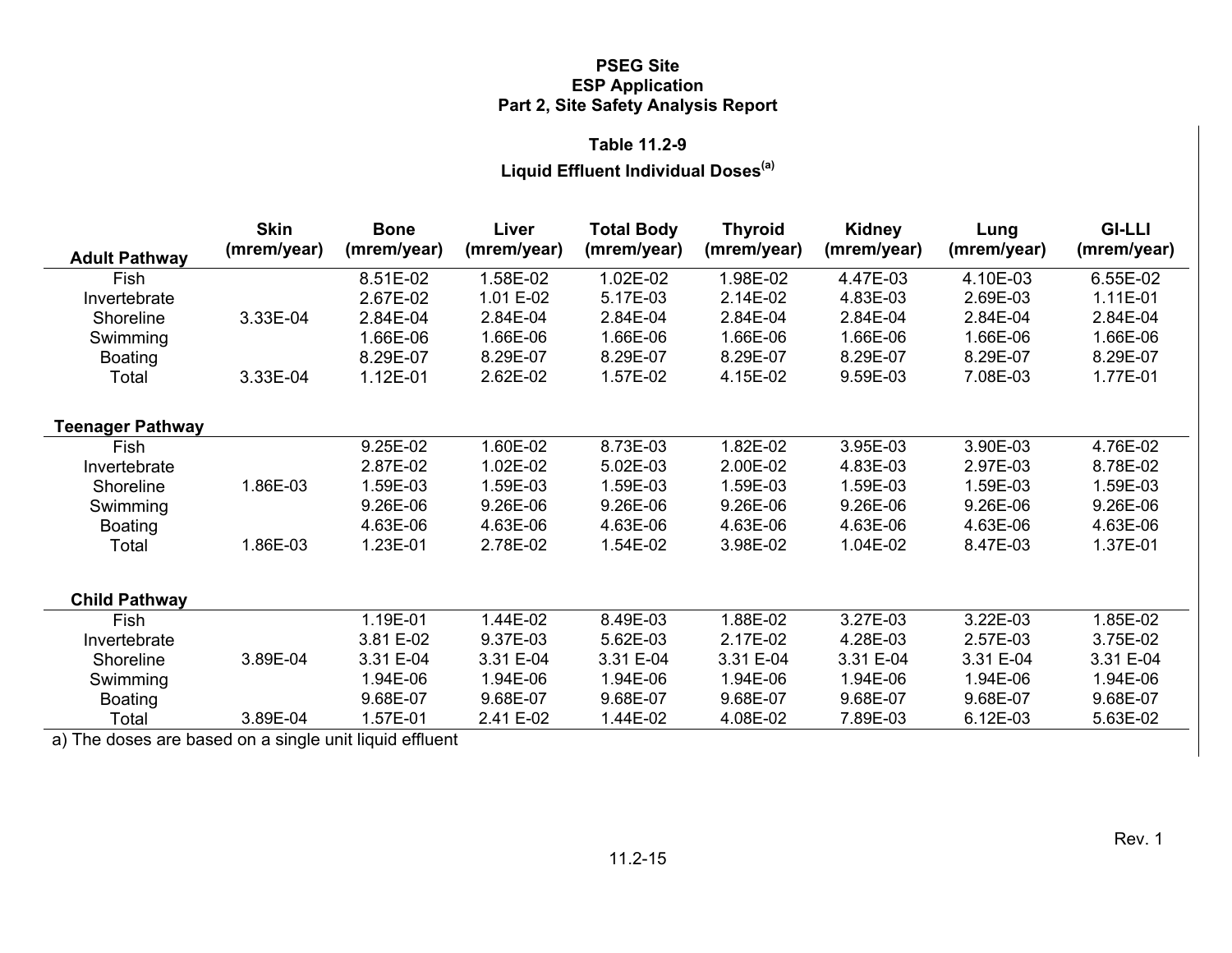### Table 11.2-9

### Liquid Effluent Individual Doses[a]

| Adult Pathway | Skin (mrem/year) | Bone (mrem/year) | Liver (mrem/year) | Total Body (mrem/year) | Thyroid (mrem/year) | Kidney (mrem/year) | Lung (mrem/year) | GI-LLI (mrem/year) |
|---|---|---|---|---|---|---|---|---|
| Fish | | 8.51E-02 | 1.58E-02 | 1.02E-02 | 1.98E-02 | 4.47E-03 | 4.10E-03 | 6.55E-02 |
| Invertebrate | | 2.67E-02 | 1.01 E-02 | 5.17E-03 | 2.14E-02 | 4.83E-03 | 2.69E-03 | 1.11E-01 |
| Shoreline | 3.33E-04 | 2.84E-04 | 2.84E-04 | 2.84E-04 | 2.84E-04 | 2.84E-04 | 2.84E-04 | 2.84E-04 |
| Swimming | | 1.66E-06 | 1.66E-06 | 1.66E-06 | 1.66E-06 | 1.66E-06 | 1.66E-06 | 1.66E-06 |
| Boating | | 8.29E-07 | 8.29E-07 | 8.29E-07 | 8.29E-07 | 8.29E-07 | 8.29E-07 | 8.29E-07 |
| Total | 3.33E-04 | 1.12E-01 | 2.62E-02 | 1.57E-02 | 4.15E-02 | 9.59E-03 | 7.08E-03 | 1.77E-01 |
| **Teenager Pathway** | | | | | | | | |
| Fish | | 9.25E-02 | 1.60E-02 | 8.73E-03 | 1.82E-02 | 3.95E-03 | 3.90E-03 | 4.76E-02 |
| Invertebrate | | 2.87E-02 | 1.02E-02 | 5.02E-03 | 2.00E-02 | 4.83E-03 | 2.97E-03 | 8.78E-02 |
| Shoreline | 1.86E-03 | 1.59E-03 | 1.59E-03 | 1.59E-03 | 1.59E-03 | 1.59E-03 | 1.59E-03 | 1.59E-03 |
| Swimming | | 9.26E-06 | 9.26E-06 | 9.26E-06 | 9.26E-06 | 9.26E-06 | 9.26E-06 | 9.26E-06 |
| Boating | | 4.63E-06 | 4.63E-06 | 4.63E-06 | 4.63E-06 | 4.63E-06 | 4.63E-06 | 4.63E-06 |
| Total | 1.86E-03 | 1.23E-01 | 2.78E-02 | 1.54E-02 | 3.98E-02 | 1.04E-02 | 8.47E-03 | 1.37E-01 |
| **Child Pathway** | | | | | | | | |
| Fish | | 1.19E-01 | 1.44E-02 | 8.49E-03 | 1.88E-02 | 3.27E-03 | 3.22E-03 | 1.85E-02 |
| Invertebrate | | 3.81 E-02 | 9.37E-03 | 5.62E-03 | 2.17E-02 | 4.28E-03 | 2.57E-03 | 3.75E-02 |
| Shoreline | 3.89E-04 | 3.31 E-04 | 3.31 E-04 | 3.31 E-04 | 3.31 E-04 | 3.31 E-04 | 3.31 E-04 | 3.31 E-04 |
| Swimming | | 1.94E-06 | 1.94E-06 | 1.94E-06 | 1.94E-06 | 1.94E-06 | 1.94E-06 | 1.94E-06 |
| Boating | | 9.68E-07 | 9.68E-07 | 9.68E-07 | 9.68E-07 | 9.68E-07 | 9.68E-07 | 9.68E-07 |
| Total | 3.89E-04 | 1.57E-01 | 2.41 E-02 | 1.44E-02 | 4.08E-02 | 7.89E-03 | 6.12E-03 | 5.63E-02 |

a) The doses are based on a single unit liquid effluent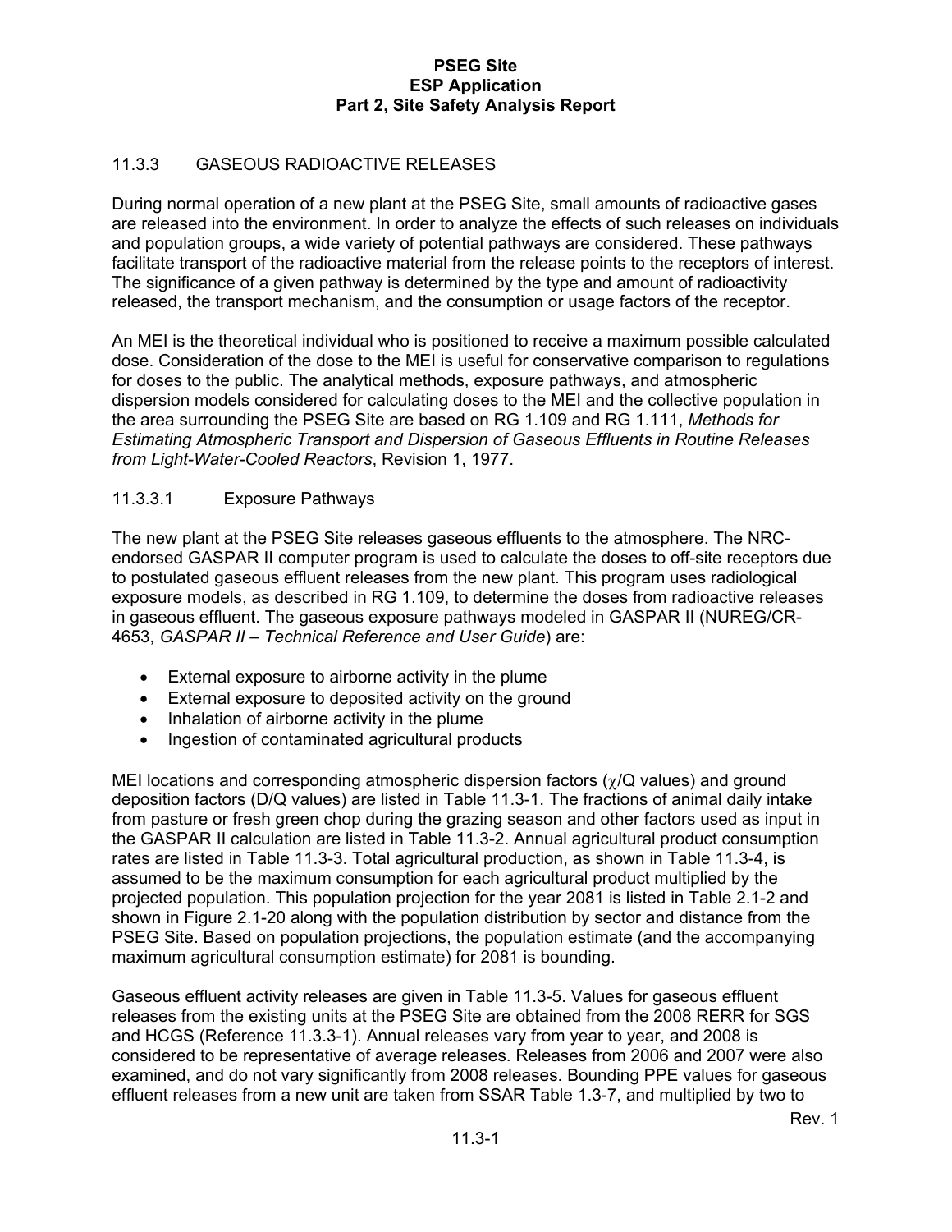## 11.3.3 GASEOUS RADIOACTIVE RELEASES

During normal operation of a new plant at the PSEG Site, small amounts of radioactive gases are released into the environment. In order to analyze the effects of such releases on individuals and population groups, a wide variety of potential pathways are considered. These pathways facilitate transport of the radioactive material from the release points to the receptors of interest. The significance of a given pathway is determined by the type and amount of radioactivity released, the transport mechanism, and the consumption or usage factors of the receptor.

An MEI is the theoretical individual who is positioned to receive a maximum possible calculated dose. Consideration of the dose to the MEI is useful for conservative comparison to regulations for doses to the public. The analytical methods, exposure pathways, and atmospheric dispersion models considered for calculating doses to the MEI and the collective population in the area surrounding the PSEG Site are based on RG 1.109 and RG 1.111, *Methods for Estimating Atmospheric Transport and Dispersion of Gaseous Effluents in Routine Releases from Light-Water-Cooled Reactors*, Revision 1, 1977.

### 11.3.3.1 Exposure Pathways

The new plant at the PSEG Site releases gaseous effluents to the atmosphere. The NRC-endorsed GASPAR II computer program is used to calculate the doses to off-site receptors due to postulated gaseous effluent releases from the new plant. This program uses radiological exposure models, as described in RG 1.109, to determine the doses from radioactive releases in gaseous effluent. The gaseous exposure pathways modeled in GASPAR II (NUREG/CR-4653, *GASPAR II – Technical Reference and User Guide*) are:

- External exposure to airborne activity in the plume
- External exposure to deposited activity on the ground
- Inhalation of airborne activity in the plume
- Ingestion of contaminated agricultural products

MEI locations and corresponding atmospheric dispersion factors ($\chi$/Q values) and ground deposition factors (D/Q values) are listed in Table 11.3-1. The fractions of animal daily intake from pasture or fresh green chop during the grazing season and other factors used as input in the GASPAR II calculation are listed in Table 11.3-2. Annual agricultural product consumption rates are listed in Table 11.3-3. Total agricultural production, as shown in Table 11.3-4, is assumed to be the maximum consumption for each agricultural product multiplied by the projected population. This population projection for the year 2081 is listed in Table 2.1-2 and shown in Figure 2.1-20 along with the population distribution by sector and distance from the PSEG Site. Based on population projections, the population estimate (and the accompanying maximum agricultural consumption estimate) for 2081 is bounding.

Gaseous effluent activity releases are given in Table 11.3-5. Values for gaseous effluent releases from the existing units at the PSEG Site are obtained from the 2008 RERR for SGS and HCGS (Reference 11.3.3-1). Annual releases vary from year to year, and 2008 is considered to be representative of average releases. Releases from 2006 and 2007 were also examined, and do not vary significantly from 2008 releases. Bounding PPE values for gaseous effluent releases from a new unit are taken from SSAR Table 1.3-7, and multiplied by two to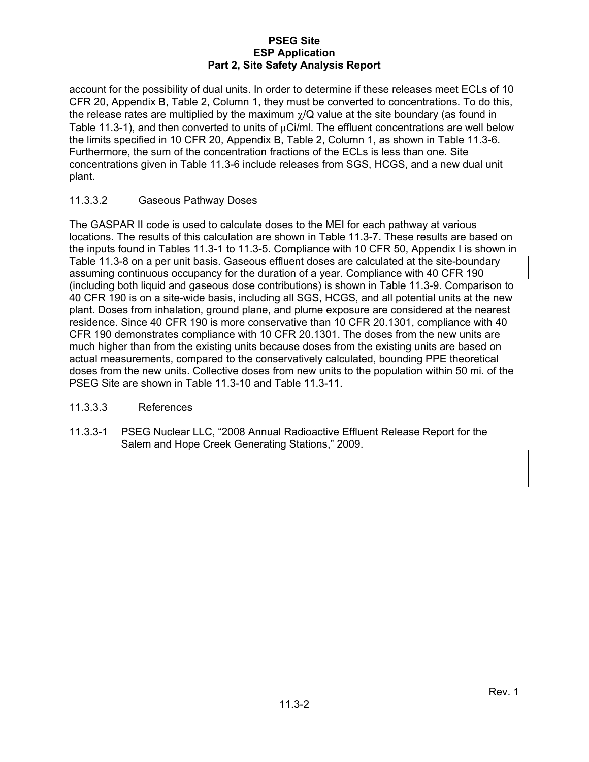account for the possibility of dual units. In order to determine if these releases meet ECLs of 10 CFR 20, Appendix B, Table 2, Column 1, they must be converted to concentrations. To do this, the release rates are multiplied by the maximum $\chi/Q$ value at the site boundary (as found in Table 11.3-1), and then converted to units of $\mu$Ci/ml. The effluent concentrations are well below the limits specified in 10 CFR 20, Appendix B, Table 2, Column 1, as shown in Table 11.3-6. Furthermore, the sum of the concentration fractions of the ECLs is less than one. Site concentrations given in Table 11.3-6 include releases from SGS, HCGS, and a new dual unit plant.

#### 11.3.3.2 Gaseous Pathway Doses

The GASPAR II code is used to calculate doses to the MEI for each pathway at various locations. The results of this calculation are shown in Table 11.3-7. These results are based on the inputs found in Tables 11.3-1 to 11.3-5. Compliance with 10 CFR 50, Appendix I is shown in Table 11.3-8 on a per unit basis. Gaseous effluent doses are calculated at the site-boundary assuming continuous occupancy for the duration of a year. Compliance with 40 CFR 190 (including both liquid and gaseous dose contributions) is shown in Table 11.3-9. Comparison to 40 CFR 190 is on a site-wide basis, including all SGS, HCGS, and all potential units at the new plant. Doses from inhalation, ground plane, and plume exposure are considered at the nearest residence. Since 40 CFR 190 is more conservative than 10 CFR 20.1301, compliance with 40 CFR 190 demonstrates compliance with 10 CFR 20.1301. The doses from the new units are much higher than from the existing units because doses from the existing units are based on actual measurements, compared to the conservatively calculated, bounding PPE theoretical doses from the new units. Collective doses from new units to the population within 50 mi. of the PSEG Site are shown in Table 11.3-10 and Table 11.3-11.

#### 11.3.3.3 References

11.3.3-1 PSEG Nuclear LLC, "2008 Annual Radioactive Effluent Release Report for the Salem and Hope Creek Generating Stations," 2009.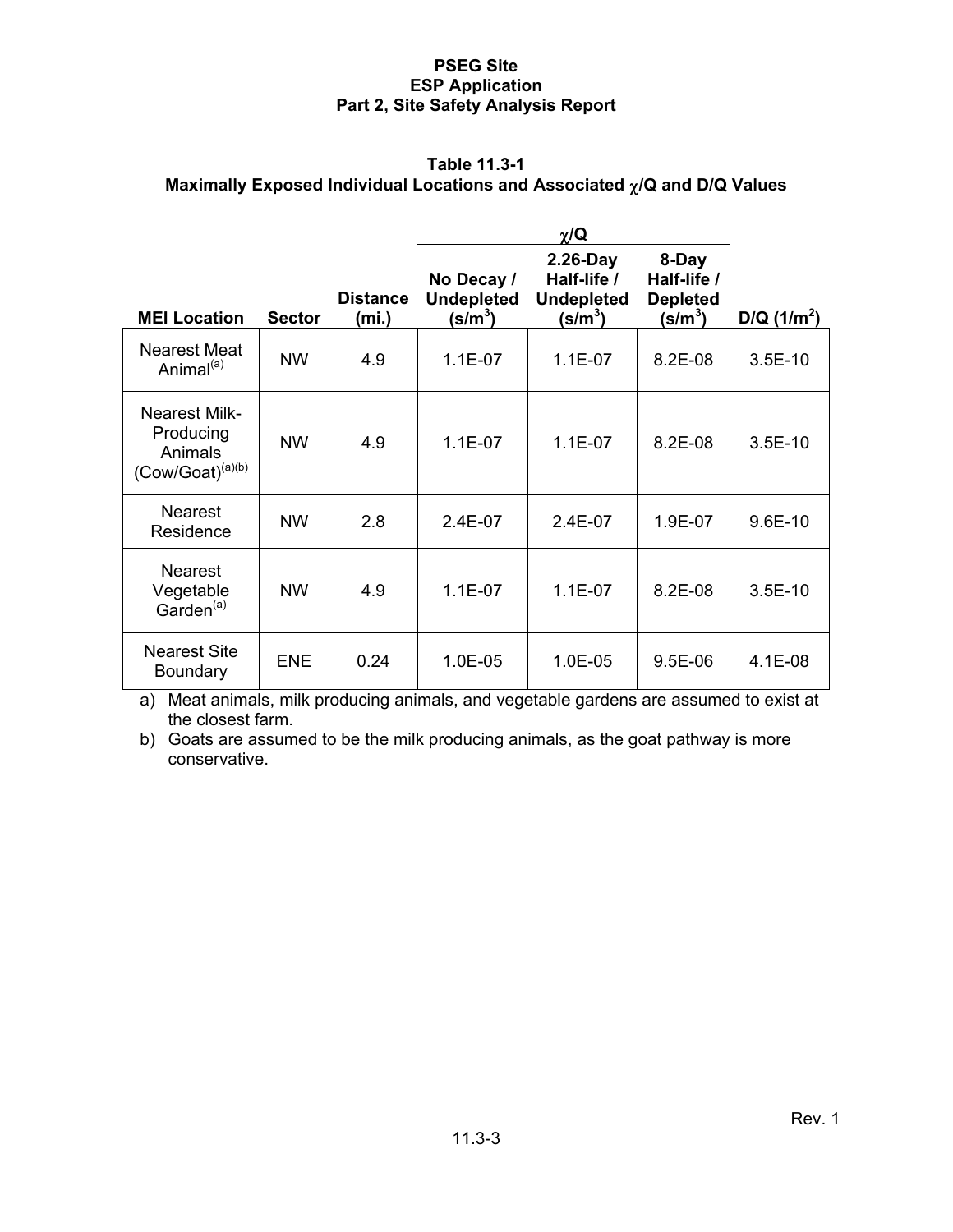**Table 11.3-1**
**Maximally Exposed Individual Locations and Associated $\chi$/Q and D/Q Values**

| MEI Location | Sector | Distance (mi.) | $\chi$/Q No Decay / Undepleted (s/m$^3$) | $\chi$/Q 2.26-Day Half-life / Undepleted (s/m$^3$) | $\chi$/Q 8-Day Half-life / Depleted (s/m$^3$) | D/Q (1/m$^2$) |
|---|---|---|---|---|---|---|
| Nearest Meat Animal[(a)] | NW | 4.9 | 1.1E-07 | 1.1E-07 | 8.2E-08 | 3.5E-10 |
| Nearest Milk-Producing Animals (Cow/Goat)[(a)(b)] | NW | 4.9 | 1.1E-07 | 1.1E-07 | 8.2E-08 | 3.5E-10 |
| Nearest Residence | NW | 2.8 | 2.4E-07 | 2.4E-07 | 1.9E-07 | 9.6E-10 |
| Nearest Vegetable Garden[(a)] | NW | 4.9 | 1.1E-07 | 1.1E-07 | 8.2E-08 | 3.5E-10 |
| Nearest Site Boundary | ENE | 0.24 | 1.0E-05 | 1.0E-05 | 9.5E-06 | 4.1E-08 |

a) Meat animals, milk producing animals, and vegetable gardens are assumed to exist at the closest farm.

b) Goats are assumed to be the milk producing animals, as the goat pathway is more conservative.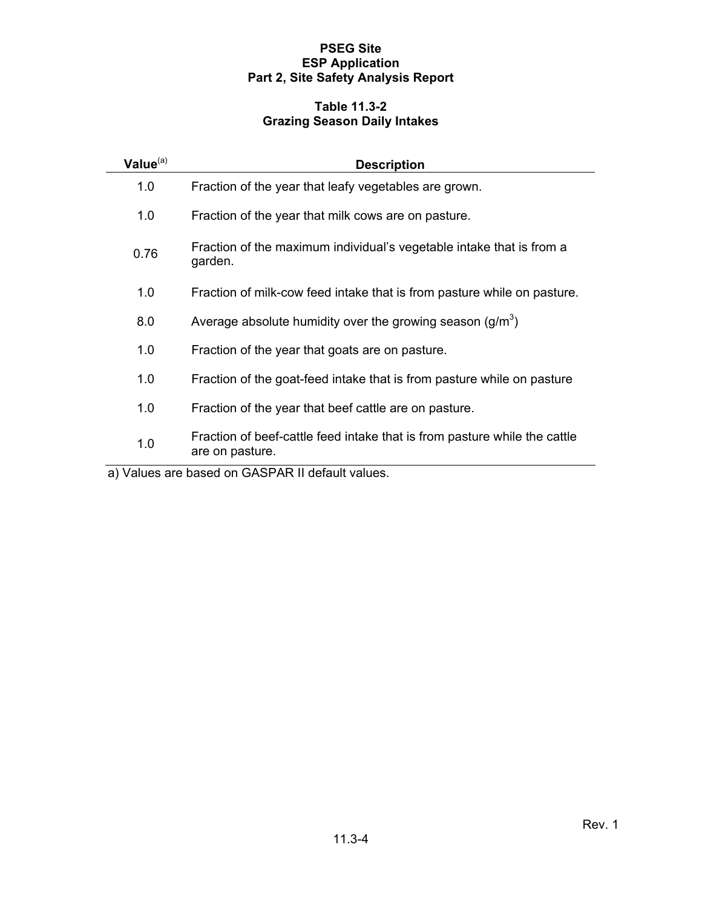**PSEG Site**
**ESP Application**
**Part 2, Site Safety Analysis Report**

**Table 11.3-2**
**Grazing Season Daily Intakes**

| Value[(a)] | Description |
|---|---|
| 1.0 | Fraction of the year that leafy vegetables are grown. |
| 1.0 | Fraction of the year that milk cows are on pasture. |
| 0.76 | Fraction of the maximum individual's vegetable intake that is from a garden. |
| 1.0 | Fraction of milk-cow feed intake that is from pasture while on pasture. |
| 8.0 | Average absolute humidity over the growing season ($g/m^3$) |
| 1.0 | Fraction of the year that goats are on pasture. |
| 1.0 | Fraction of the goat-feed intake that is from pasture while on pasture |
| 1.0 | Fraction of the year that beef cattle are on pasture. |
| 1.0 | Fraction of beef-cattle feed intake that is from pasture while the cattle are on pasture. |

a) Values are based on GASPAR II default values.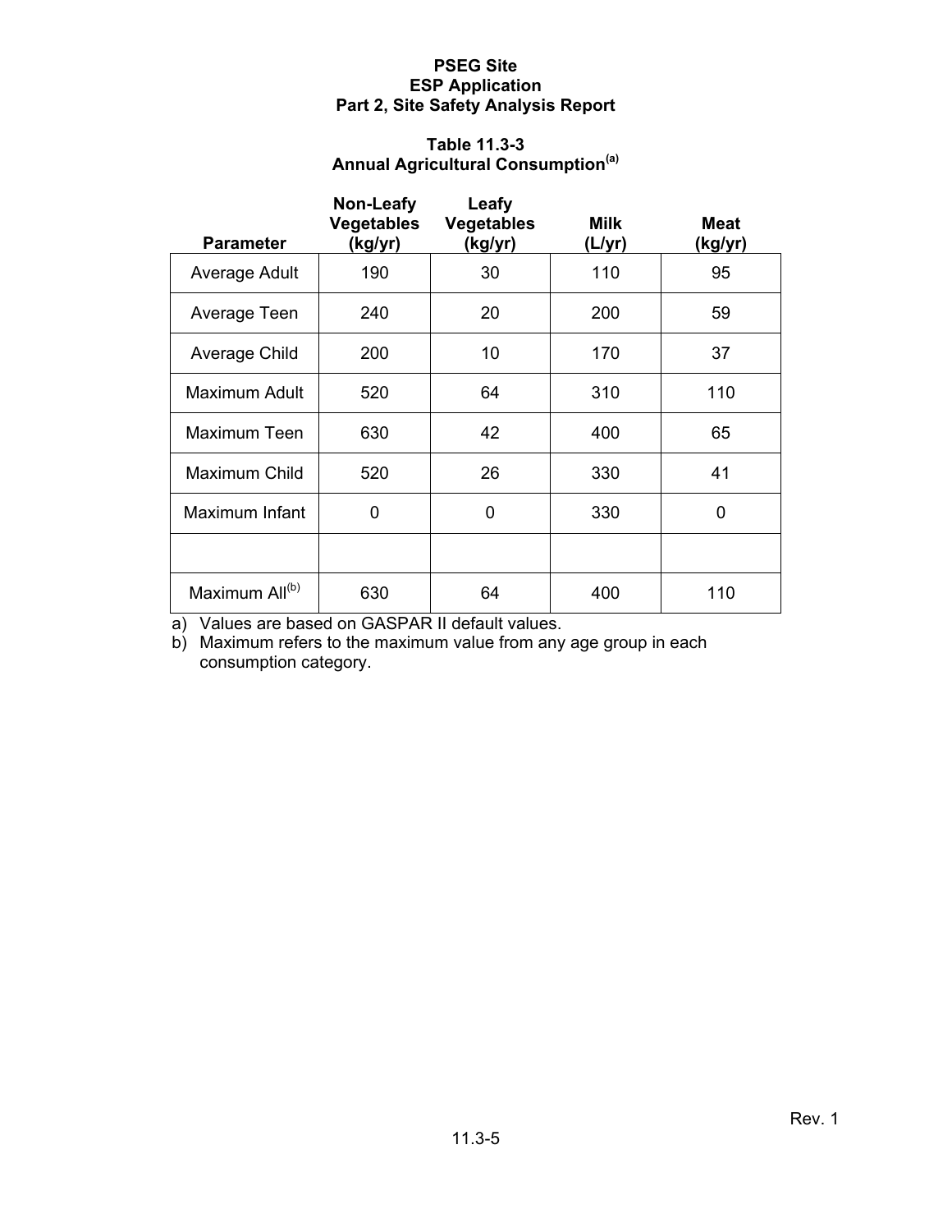**Table 11.3-3**
**Annual Agricultural Consumption[a]**

| Parameter | Non-Leafy Vegetables (kg/yr) | Leafy Vegetables (kg/yr) | Milk (L/yr) | Meat (kg/yr) |
|---|---|---|---|---|
| Average Adult | 190 | 30 | 110 | 95 |
| Average Teen | 240 | 20 | 200 | 59 |
| Average Child | 200 | 10 | 170 | 37 |
| Maximum Adult | 520 | 64 | 310 | 110 |
| Maximum Teen | 630 | 42 | 400 | 65 |
| Maximum Child | 520 | 26 | 330 | 41 |
| Maximum Infant | 0 | 0 | 330 | 0 |
| | | | | |
| Maximum All[b] | 630 | 64 | 400 | 110 |

a) Values are based on GASPAR II default values.

b) Maximum refers to the maximum value from any age group in each consumption category.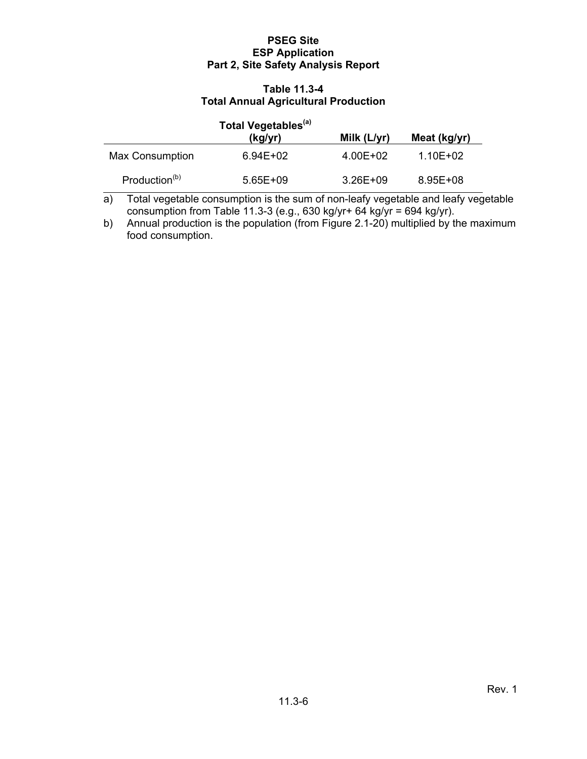**Table 11.3-4**
**Total Annual Agricultural Production**

| | Total Vegetables[(a)] (kg/yr) | Milk (L/yr) | Meat (kg/yr) |
|---|---|---|---|
| Max Consumption | 6.94E+02 | 4.00E+02 | 1.10E+02 |
| Production[(b)] | 5.65E+09 | 3.26E+09 | 8.95E+08 |

a) Total vegetable consumption is the sum of non-leafy vegetable and leafy vegetable consumption from Table 11.3-3 (e.g., 630 kg/yr+ 64 kg/yr = 694 kg/yr).

b) Annual production is the population (from Figure 2.1-20) multiplied by the maximum food consumption.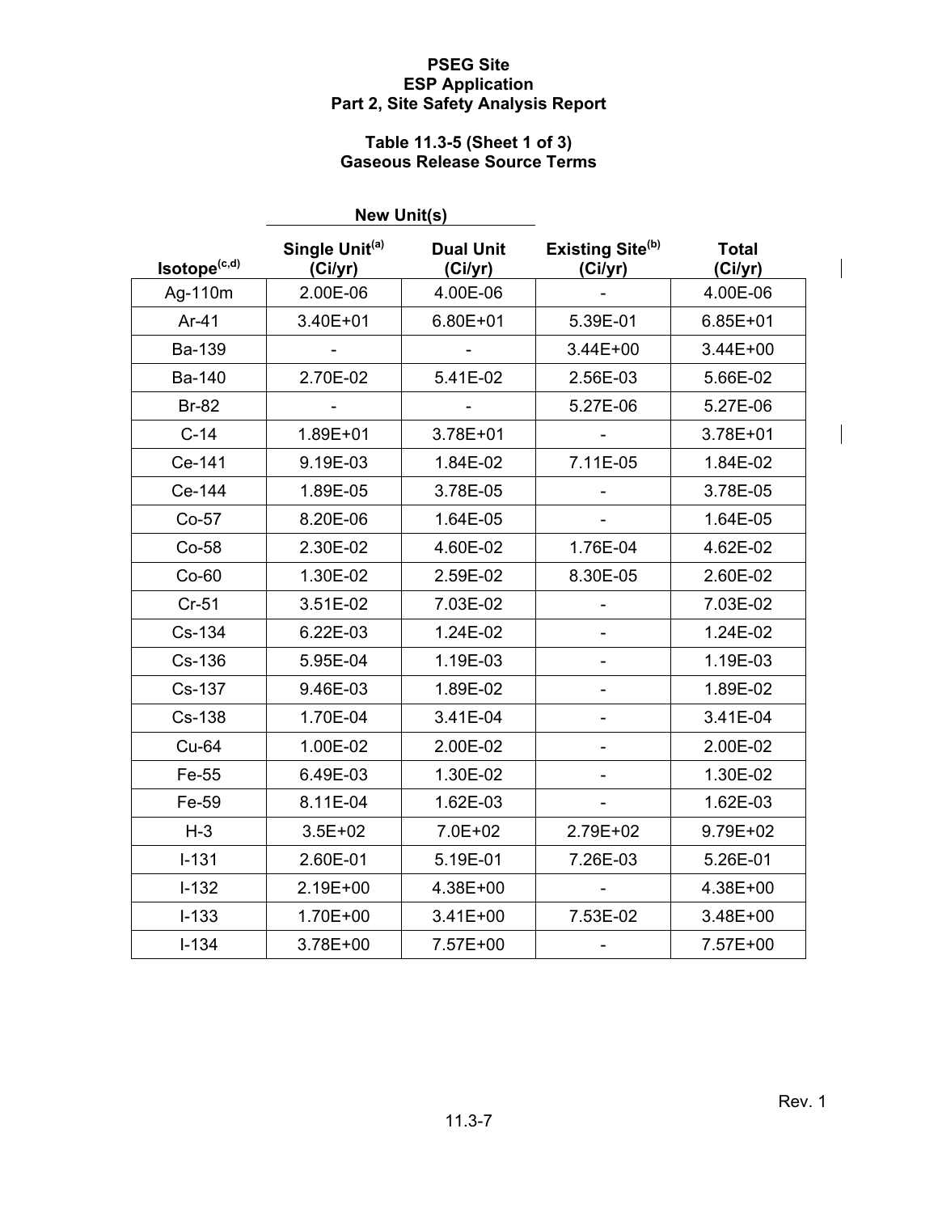PSEG Site
ESP Application
Part 2, Site Safety Analysis Report

**Table 11.3-5 (Sheet 1 of 3)**
**Gaseous Release Source Terms**

| | New Unit(s) | | | |
|---|---|---|---|---|
| Isotope[c,d] | Single Unit[a] (Ci/yr) | Dual Unit (Ci/yr) | Existing Site[b] (Ci/yr) | Total (Ci/yr) |
| Ag-110m | 2.00E-06 | 4.00E-06 | - | 4.00E-06 |
| Ar-41 | 3.40E+01 | 6.80E+01 | 5.39E-01 | 6.85E+01 |
| Ba-139 | - | - | 3.44E+00 | 3.44E+00 |
| Ba-140 | 2.70E-02 | 5.41E-02 | 2.56E-03 | 5.66E-02 |
| Br-82 | - | - | 5.27E-06 | 5.27E-06 |
| C-14 | 1.89E+01 | 3.78E+01 | - | 3.78E+01 |
| Ce-141 | 9.19E-03 | 1.84E-02 | 7.11E-05 | 1.84E-02 |
| Ce-144 | 1.89E-05 | 3.78E-05 | - | 3.78E-05 |
| Co-57 | 8.20E-06 | 1.64E-05 | - | 1.64E-05 |
| Co-58 | 2.30E-02 | 4.60E-02 | 1.76E-04 | 4.62E-02 |
| Co-60 | 1.30E-02 | 2.59E-02 | 8.30E-05 | 2.60E-02 |
| Cr-51 | 3.51E-02 | 7.03E-02 | - | 7.03E-02 |
| Cs-134 | 6.22E-03 | 1.24E-02 | - | 1.24E-02 |
| Cs-136 | 5.95E-04 | 1.19E-03 | - | 1.19E-03 |
| Cs-137 | 9.46E-03 | 1.89E-02 | - | 1.89E-02 |
| Cs-138 | 1.70E-04 | 3.41E-04 | - | 3.41E-04 |
| Cu-64 | 1.00E-02 | 2.00E-02 | - | 2.00E-02 |
| Fe-55 | 6.49E-03 | 1.30E-02 | - | 1.30E-02 |
| Fe-59 | 8.11E-04 | 1.62E-03 | - | 1.62E-03 |
| H-3 | 3.5E+02 | 7.0E+02 | 2.79E+02 | 9.79E+02 |
| I-131 | 2.60E-01 | 5.19E-01 | 7.26E-03 | 5.26E-01 |
| I-132 | 2.19E+00 | 4.38E+00 | - | 4.38E+00 |
| I-133 | 1.70E+00 | 3.41E+00 | 7.53E-02 | 3.48E+00 |
| I-134 | 3.78E+00 | 7.57E+00 | - | 7.57E+00 |

Rev. 1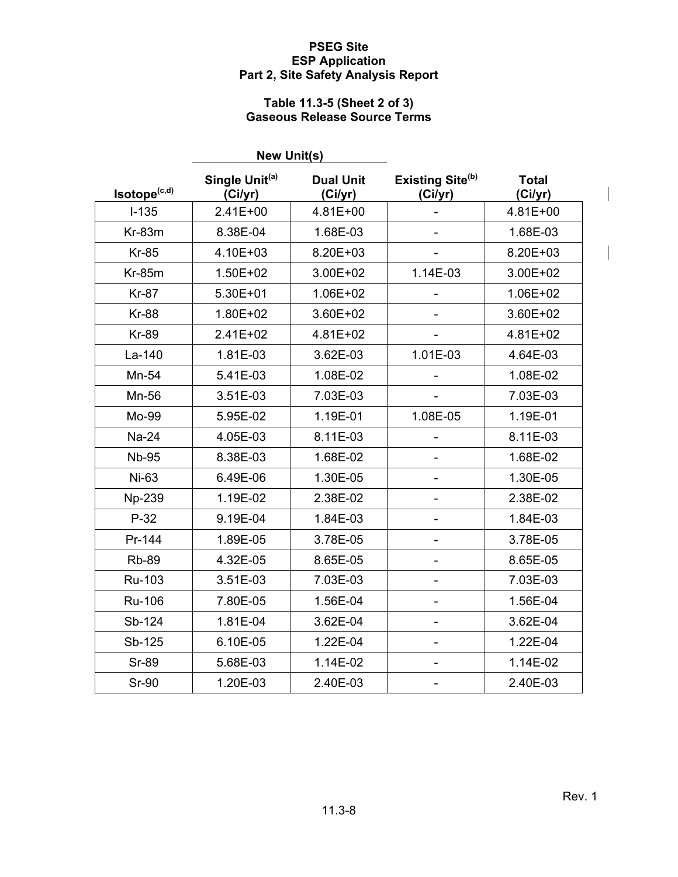# PSEG Site
## ESP Application
## Part 2, Site Safety Analysis Report

### Table 11.3-5 (Sheet 2 of 3)
### Gaseous Release Source Terms

| | New Unit(s) | | | |
|---|---|---|---|---|
| Isotope[c,d] | Single Unit[a] (Ci/yr) | Dual Unit (Ci/yr) | Existing Site[b] (Ci/yr) | Total (Ci/yr) |
| I-135 | 2.41E+00 | 4.81E+00 | - | 4.81E+00 |
| Kr-83m | 8.38E-04 | 1.68E-03 | - | 1.68E-03 |
| Kr-85 | 4.10E+03 | 8.20E+03 | - | 8.20E+03 |
| Kr-85m | 1.50E+02 | 3.00E+02 | 1.14E-03 | 3.00E+02 |
| Kr-87 | 5.30E+01 | 1.06E+02 | - | 1.06E+02 |
| Kr-88 | 1.80E+02 | 3.60E+02 | - | 3.60E+02 |
| Kr-89 | 2.41E+02 | 4.81E+02 | - | 4.81E+02 |
| La-140 | 1.81E-03 | 3.62E-03 | 1.01E-03 | 4.64E-03 |
| Mn-54 | 5.41E-03 | 1.08E-02 | - | 1.08E-02 |
| Mn-56 | 3.51E-03 | 7.03E-03 | - | 7.03E-03 |
| Mo-99 | 5.95E-02 | 1.19E-01 | 1.08E-05 | 1.19E-01 |
| Na-24 | 4.05E-03 | 8.11E-03 | - | 8.11E-03 |
| Nb-95 | 8.38E-03 | 1.68E-02 | - | 1.68E-02 |
| Ni-63 | 6.49E-06 | 1.30E-05 | - | 1.30E-05 |
| Np-239 | 1.19E-02 | 2.38E-02 | - | 2.38E-02 |
| P-32 | 9.19E-04 | 1.84E-03 | - | 1.84E-03 |
| Pr-144 | 1.89E-05 | 3.78E-05 | - | 3.78E-05 |
| Rb-89 | 4.32E-05 | 8.65E-05 | - | 8.65E-05 |
| Ru-103 | 3.51E-03 | 7.03E-03 | - | 7.03E-03 |
| Ru-106 | 7.80E-05 | 1.56E-04 | - | 1.56E-04 |
| Sb-124 | 1.81E-04 | 3.62E-04 | - | 3.62E-04 |
| Sb-125 | 6.10E-05 | 1.22E-04 | - | 1.22E-04 |
| Sr-89 | 5.68E-03 | 1.14E-02 | - | 1.14E-02 |
| Sr-90 | 1.20E-03 | 2.40E-03 | - | 2.40E-03 |

Rev. 1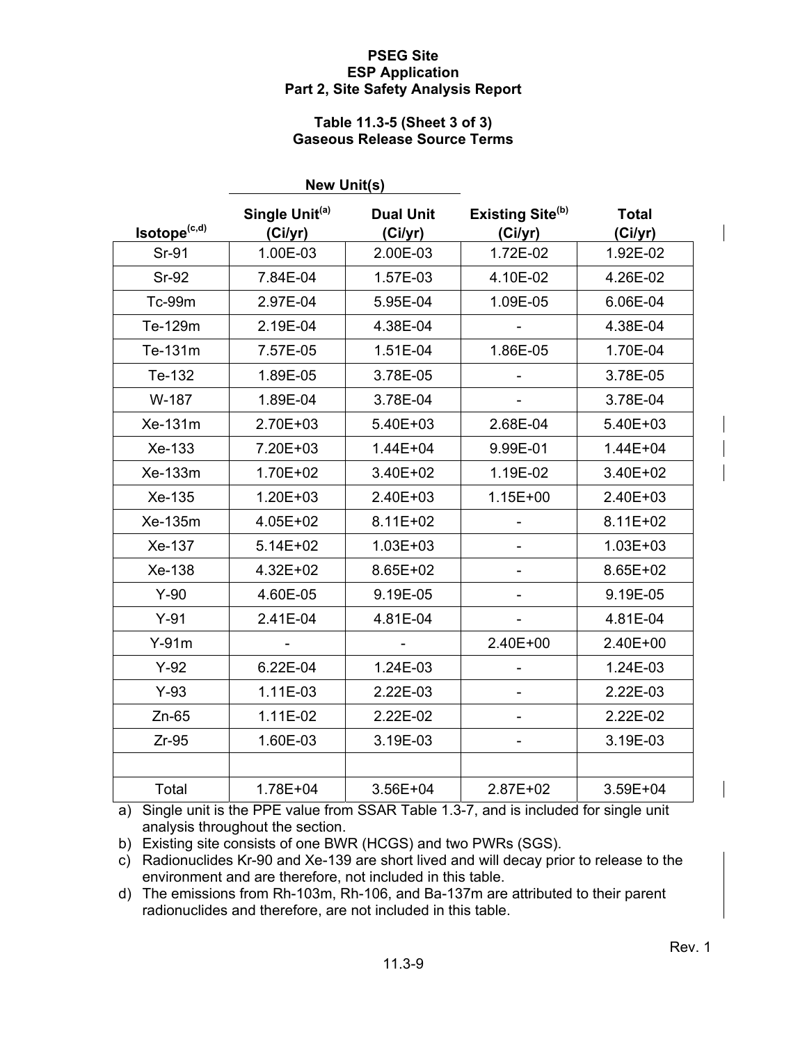PSEG Site
ESP Application
Part 2, Site Safety Analysis Report

**Table 11.3-5 (Sheet 3 of 3)**
**Gaseous Release Source Terms**

| | New Unit(s) | | | |
|---|---|---|---|---|
| Isotope[c,d] | Single Unit[a] (Ci/yr) | Dual Unit (Ci/yr) | Existing Site[b] (Ci/yr) | Total (Ci/yr) |
| Sr-91 | 1.00E-03 | 2.00E-03 | 1.72E-02 | 1.92E-02 |
| Sr-92 | 7.84E-04 | 1.57E-03 | 4.10E-02 | 4.26E-02 |
| Tc-99m | 2.97E-04 | 5.95E-04 | 1.09E-05 | 6.06E-04 |
| Te-129m | 2.19E-04 | 4.38E-04 | - | 4.38E-04 |
| Te-131m | 7.57E-05 | 1.51E-04 | 1.86E-05 | 1.70E-04 |
| Te-132 | 1.89E-05 | 3.78E-05 | - | 3.78E-05 |
| W-187 | 1.89E-04 | 3.78E-04 | - | 3.78E-04 |
| Xe-131m | 2.70E+03 | 5.40E+03 | 2.68E-04 | 5.40E+03 |
| Xe-133 | 7.20E+03 | 1.44E+04 | 9.99E-01 | 1.44E+04 |
| Xe-133m | 1.70E+02 | 3.40E+02 | 1.19E-02 | 3.40E+02 |
| Xe-135 | 1.20E+03 | 2.40E+03 | 1.15E+00 | 2.40E+03 |
| Xe-135m | 4.05E+02 | 8.11E+02 | - | 8.11E+02 |
| Xe-137 | 5.14E+02 | 1.03E+03 | - | 1.03E+03 |
| Xe-138 | 4.32E+02 | 8.65E+02 | - | 8.65E+02 |
| Y-90 | 4.60E-05 | 9.19E-05 | - | 9.19E-05 |
| Y-91 | 2.41E-04 | 4.81E-04 | - | 4.81E-04 |
| Y-91m | - | - | 2.40E+00 | 2.40E+00 |
| Y-92 | 6.22E-04 | 1.24E-03 | - | 1.24E-03 |
| Y-93 | 1.11E-03 | 2.22E-03 | - | 2.22E-03 |
| Zn-65 | 1.11E-02 | 2.22E-02 | - | 2.22E-02 |
| Zr-95 | 1.60E-03 | 3.19E-03 | - | 3.19E-03 |
| | | | | |
| Total | 1.78E+04 | 3.56E+04 | 2.87E+02 | 3.59E+04 |

a) Single unit is the PPE value from SSAR Table 1.3-7, and is included for single unit analysis throughout the section.
b) Existing site consists of one BWR (HCGS) and two PWRs (SGS).
c) Radionuclides Kr-90 and Xe-139 are short lived and will decay prior to release to the environment and are therefore, not included in this table.
d) The emissions from Rh-103m, Rh-106, and Ba-137m are attributed to their parent radionuclides and therefore, are not included in this table.

Rev. 1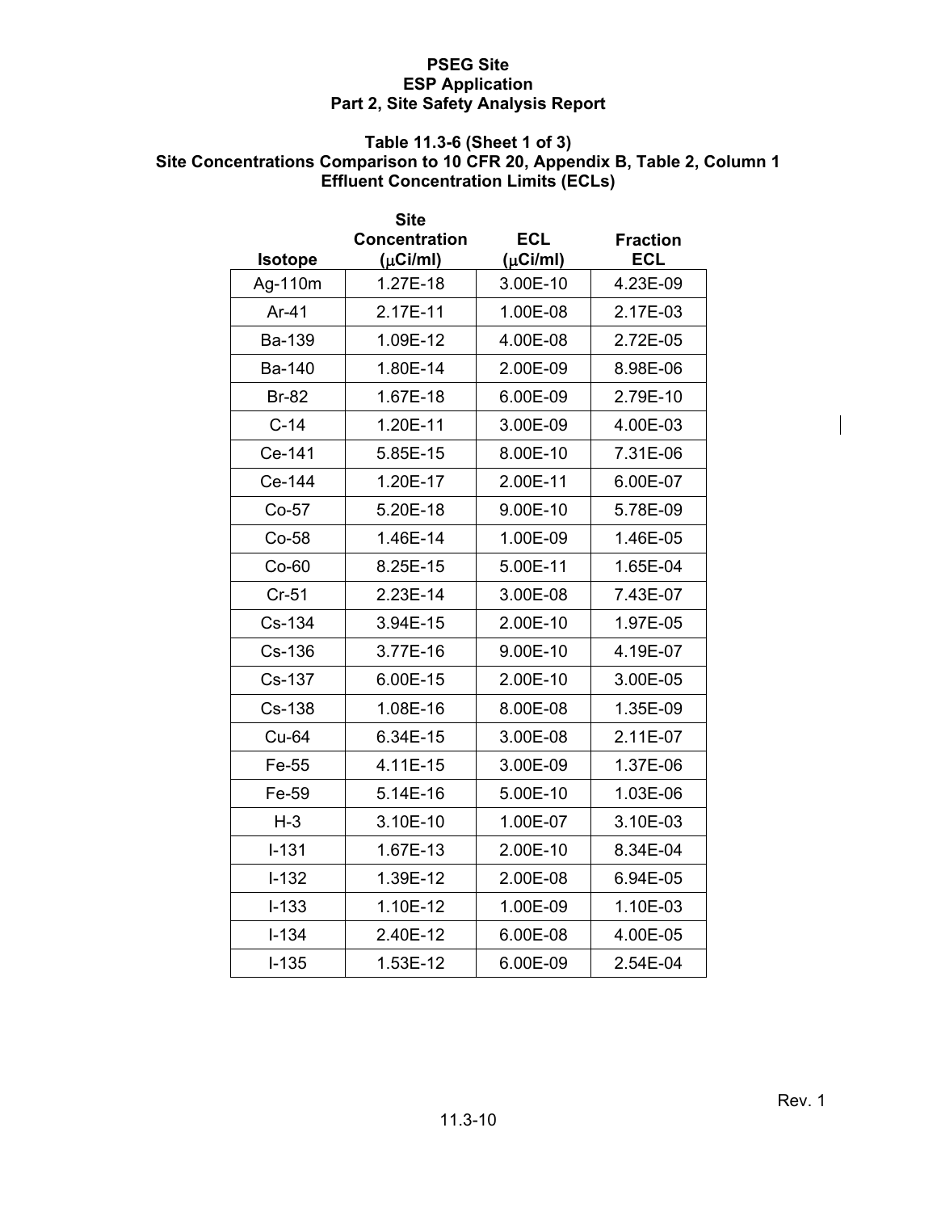# PSEG Site
## ESP Application
## Part 2, Site Safety Analysis Report

### Table 11.3-6 (Sheet 1 of 3)
### Site Concentrations Comparison to 10 CFR 20, Appendix B, Table 2, Column 1 Effluent Concentration Limits (ECLs)

| Isotope | Site Concentration (μCi/ml) | ECL (μCi/ml) | Fraction ECL |
|---|---|---|---|
| Ag-110m | 1.27E-18 | 3.00E-10 | 4.23E-09 |
| Ar-41 | 2.17E-11 | 1.00E-08 | 2.17E-03 |
| Ba-139 | 1.09E-12 | 4.00E-08 | 2.72E-05 |
| Ba-140 | 1.80E-14 | 2.00E-09 | 8.98E-06 |
| Br-82 | 1.67E-18 | 6.00E-09 | 2.79E-10 |
| C-14 | 1.20E-11 | 3.00E-09 | 4.00E-03 |
| Ce-141 | 5.85E-15 | 8.00E-10 | 7.31E-06 |
| Ce-144 | 1.20E-17 | 2.00E-11 | 6.00E-07 |
| Co-57 | 5.20E-18 | 9.00E-10 | 5.78E-09 |
| Co-58 | 1.46E-14 | 1.00E-09 | 1.46E-05 |
| Co-60 | 8.25E-15 | 5.00E-11 | 1.65E-04 |
| Cr-51 | 2.23E-14 | 3.00E-08 | 7.43E-07 |
| Cs-134 | 3.94E-15 | 2.00E-10 | 1.97E-05 |
| Cs-136 | 3.77E-16 | 9.00E-10 | 4.19E-07 |
| Cs-137 | 6.00E-15 | 2.00E-10 | 3.00E-05 |
| Cs-138 | 1.08E-16 | 8.00E-08 | 1.35E-09 |
| Cu-64 | 6.34E-15 | 3.00E-08 | 2.11E-07 |
| Fe-55 | 4.11E-15 | 3.00E-09 | 1.37E-06 |
| Fe-59 | 5.14E-16 | 5.00E-10 | 1.03E-06 |
| H-3 | 3.10E-10 | 1.00E-07 | 3.10E-03 |
| I-131 | 1.67E-13 | 2.00E-10 | 8.34E-04 |
| I-132 | 1.39E-12 | 2.00E-08 | 6.94E-05 |
| I-133 | 1.10E-12 | 1.00E-09 | 1.10E-03 |
| I-134 | 2.40E-12 | 6.00E-08 | 4.00E-05 |
| I-135 | 1.53E-12 | 6.00E-09 | 2.54E-04 |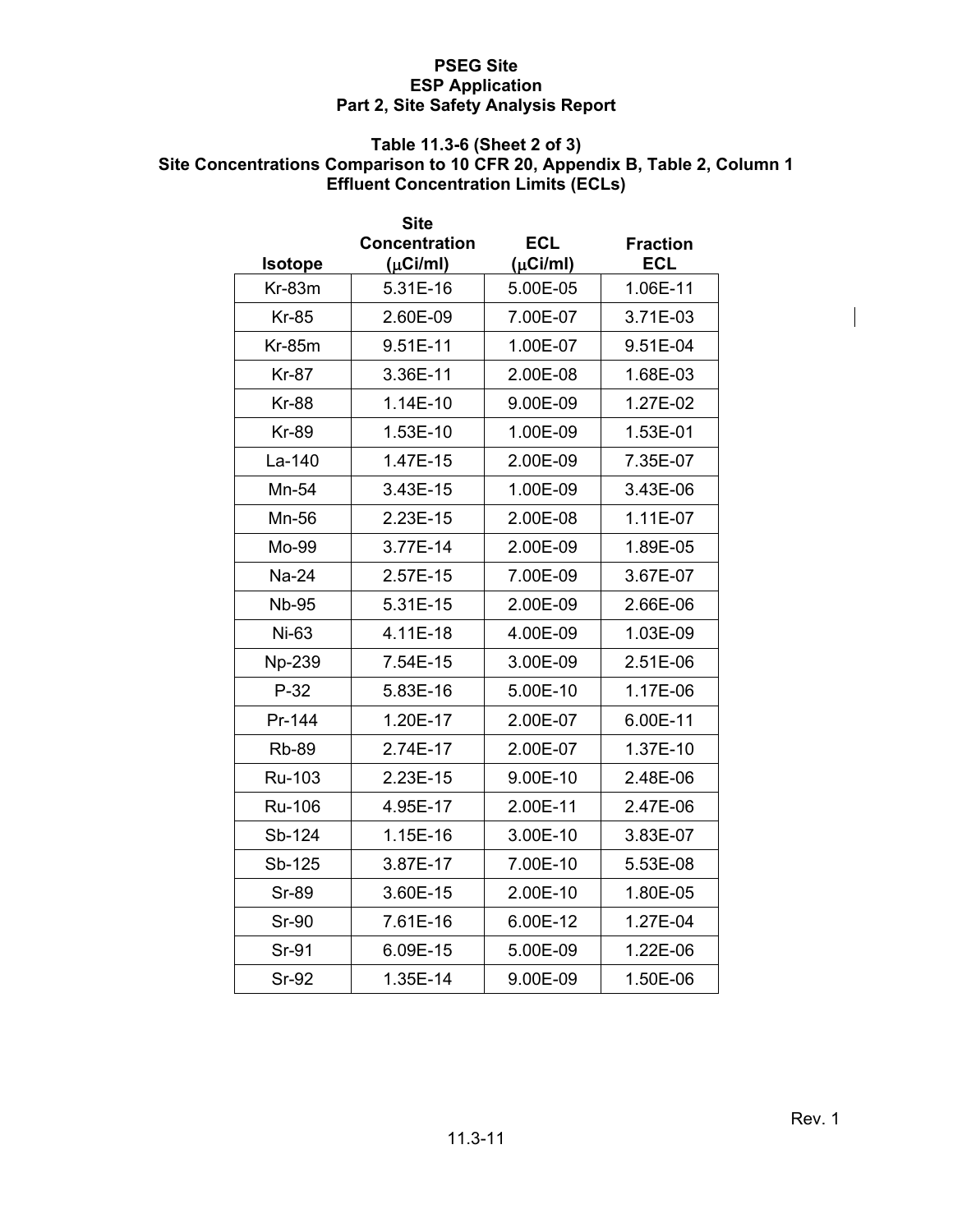**PSEG Site**
**ESP Application**
**Part 2, Site Safety Analysis Report**

**Table 11.3-6 (Sheet 2 of 3)**
**Site Concentrations Comparison to 10 CFR 20, Appendix B, Table 2, Column 1 Effluent Concentration Limits (ECLs)**

| Isotope | Site Concentration (μCi/ml) | ECL (μCi/ml) | Fraction ECL |
|---|---|---|---|
| Kr-83m | 5.31E-16 | 5.00E-05 | 1.06E-11 |
| Kr-85 | 2.60E-09 | 7.00E-07 | 3.71E-03 |
| Kr-85m | 9.51E-11 | 1.00E-07 | 9.51E-04 |
| Kr-87 | 3.36E-11 | 2.00E-08 | 1.68E-03 |
| Kr-88 | 1.14E-10 | 9.00E-09 | 1.27E-02 |
| Kr-89 | 1.53E-10 | 1.00E-09 | 1.53E-01 |
| La-140 | 1.47E-15 | 2.00E-09 | 7.35E-07 |
| Mn-54 | 3.43E-15 | 1.00E-09 | 3.43E-06 |
| Mn-56 | 2.23E-15 | 2.00E-08 | 1.11E-07 |
| Mo-99 | 3.77E-14 | 2.00E-09 | 1.89E-05 |
| Na-24 | 2.57E-15 | 7.00E-09 | 3.67E-07 |
| Nb-95 | 5.31E-15 | 2.00E-09 | 2.66E-06 |
| Ni-63 | 4.11E-18 | 4.00E-09 | 1.03E-09 |
| Np-239 | 7.54E-15 | 3.00E-09 | 2.51E-06 |
| P-32 | 5.83E-16 | 5.00E-10 | 1.17E-06 |
| Pr-144 | 1.20E-17 | 2.00E-07 | 6.00E-11 |
| Rb-89 | 2.74E-17 | 2.00E-07 | 1.37E-10 |
| Ru-103 | 2.23E-15 | 9.00E-10 | 2.48E-06 |
| Ru-106 | 4.95E-17 | 2.00E-11 | 2.47E-06 |
| Sb-124 | 1.15E-16 | 3.00E-10 | 3.83E-07 |
| Sb-125 | 3.87E-17 | 7.00E-10 | 5.53E-08 |
| Sr-89 | 3.60E-15 | 2.00E-10 | 1.80E-05 |
| Sr-90 | 7.61E-16 | 6.00E-12 | 1.27E-04 |
| Sr-91 | 6.09E-15 | 5.00E-09 | 1.22E-06 |
| Sr-92 | 1.35E-14 | 9.00E-09 | 1.50E-06 |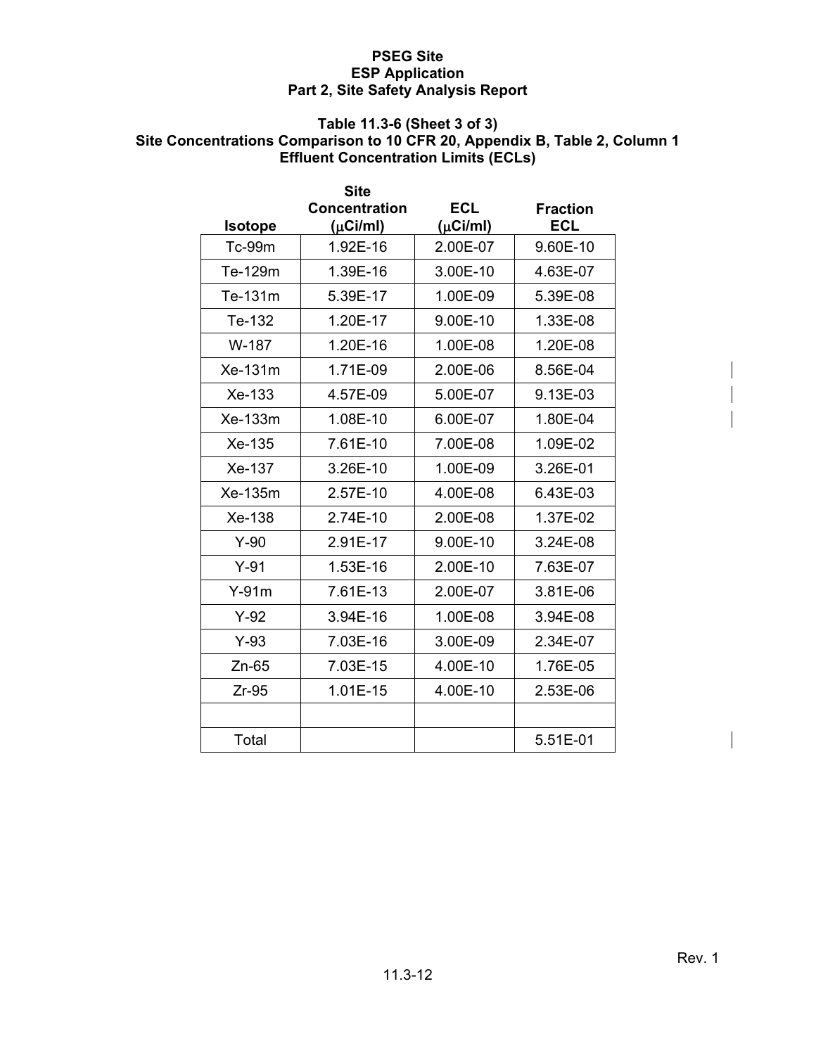**PSEG Site**
**ESP Application**
**Part 2, Site Safety Analysis Report**

**Table 11.3-6 (Sheet 3 of 3)**
**Site Concentrations Comparison to 10 CFR 20, Appendix B, Table 2, Column 1 Effluent Concentration Limits (ECLs)**

| Isotope | Site Concentration (μCi/ml) | ECL (μCi/ml) | Fraction ECL |
|---|---|---|---|
| Tc-99m | 1.92E-16 | 2.00E-07 | 9.60E-10 |
| Te-129m | 1.39E-16 | 3.00E-10 | 4.63E-07 |
| Te-131m | 5.39E-17 | 1.00E-09 | 5.39E-08 |
| Te-132 | 1.20E-17 | 9.00E-10 | 1.33E-08 |
| W-187 | 1.20E-16 | 1.00E-08 | 1.20E-08 |
| Xe-131m | 1.71E-09 | 2.00E-06 | 8.56E-04 |
| Xe-133 | 4.57E-09 | 5.00E-07 | 9.13E-03 |
| Xe-133m | 1.08E-10 | 6.00E-07 | 1.80E-04 |
| Xe-135 | 7.61E-10 | 7.00E-08 | 1.09E-02 |
| Xe-137 | 3.26E-10 | 1.00E-09 | 3.26E-01 |
| Xe-135m | 2.57E-10 | 4.00E-08 | 6.43E-03 |
| Xe-138 | 2.74E-10 | 2.00E-08 | 1.37E-02 |
| Y-90 | 2.91E-17 | 9.00E-10 | 3.24E-08 |
| Y-91 | 1.53E-16 | 2.00E-10 | 7.63E-07 |
| Y-91m | 7.61E-13 | 2.00E-07 | 3.81E-06 |
| Y-92 | 3.94E-16 | 1.00E-08 | 3.94E-08 |
| Y-93 | 7.03E-16 | 3.00E-09 | 2.34E-07 |
| Zn-65 | 7.03E-15 | 4.00E-10 | 1.76E-05 |
| Zr-95 | 1.01E-15 | 4.00E-10 | 2.53E-06 |
| | | | |
| Total | | | 5.51E-01 |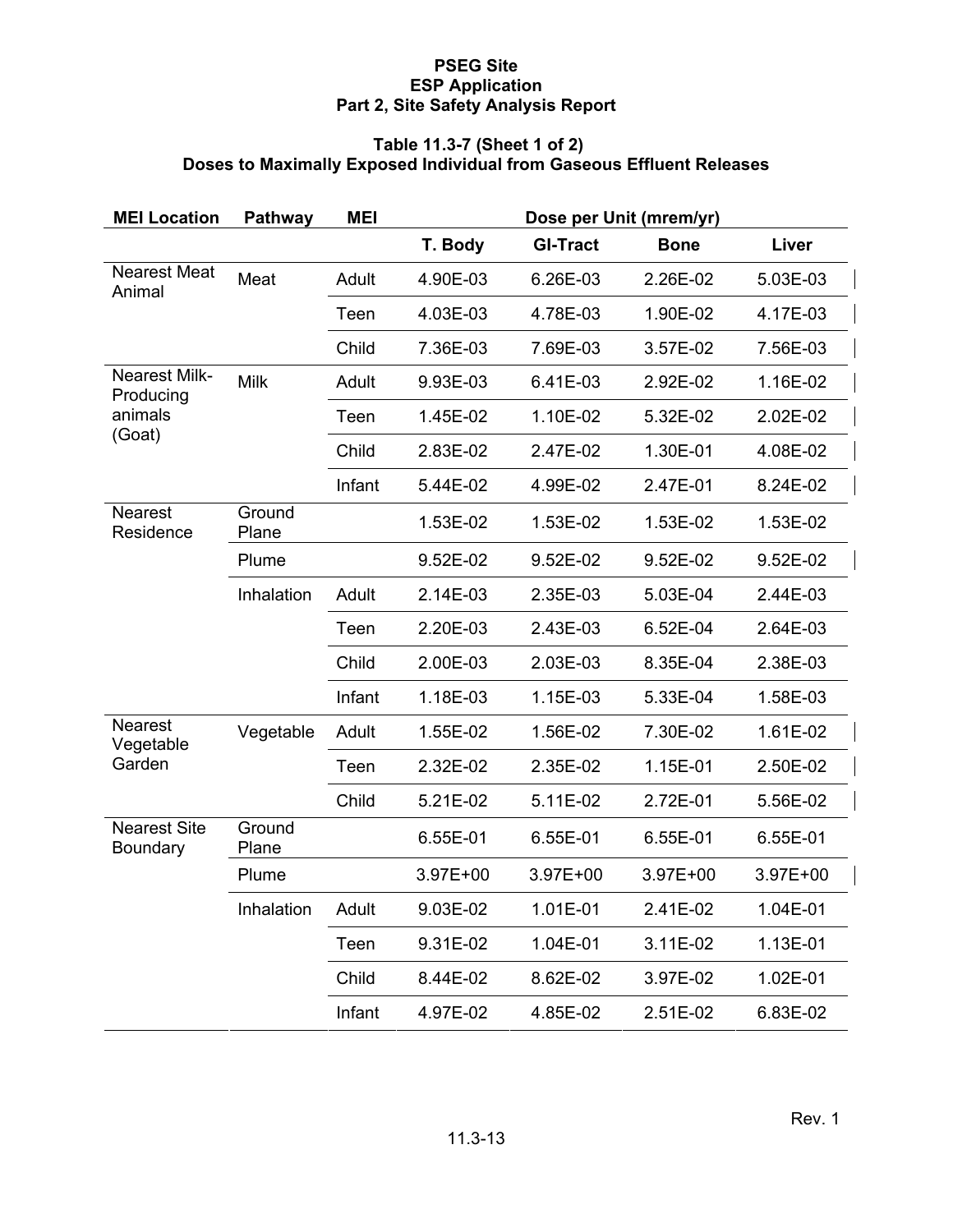PSEG Site
ESP Application
Part 2, Site Safety Analysis Report

### Table 11.3-7 (Sheet 1 of 2)
### Doses to Maximally Exposed Individual from Gaseous Effluent Releases

| MEI Location | Pathway | MEI | Dose per Unit (mrem/yr) | | | |
|---|---|---|---|---|---|---|
| | | | T. Body | GI-Tract | Bone | Liver |
| Nearest Meat Animal | Meat | Adult | 4.90E-03 | 6.26E-03 | 2.26E-02 | 5.03E-03 |
| | | Teen | 4.03E-03 | 4.78E-03 | 1.90E-02 | 4.17E-03 |
| | | Child | 7.36E-03 | 7.69E-03 | 3.57E-02 | 7.56E-03 |
| Nearest Milk-Producing animals (Goat) | Milk | Adult | 9.93E-03 | 6.41E-03 | 2.92E-02 | 1.16E-02 |
| | | Teen | 1.45E-02 | 1.10E-02 | 5.32E-02 | 2.02E-02 |
| | | Child | 2.83E-02 | 2.47E-02 | 1.30E-01 | 4.08E-02 |
| | | Infant | 5.44E-02 | 4.99E-02 | 2.47E-01 | 8.24E-02 |
| Nearest Residence | Ground Plane | | 1.53E-02 | 1.53E-02 | 1.53E-02 | 1.53E-02 |
| | Plume | | 9.52E-02 | 9.52E-02 | 9.52E-02 | 9.52E-02 |
| | Inhalation | Adult | 2.14E-03 | 2.35E-03 | 5.03E-04 | 2.44E-03 |
| | | Teen | 2.20E-03 | 2.43E-03 | 6.52E-04 | 2.64E-03 |
| | | Child | 2.00E-03 | 2.03E-03 | 8.35E-04 | 2.38E-03 |
| | | Infant | 1.18E-03 | 1.15E-03 | 5.33E-04 | 1.58E-03 |
| Nearest Vegetable Garden | Vegetable | Adult | 1.55E-02 | 1.56E-02 | 7.30E-02 | 1.61E-02 |
| | | Teen | 2.32E-02 | 2.35E-02 | 1.15E-01 | 2.50E-02 |
| | | Child | 5.21E-02 | 5.11E-02 | 2.72E-01 | 5.56E-02 |
| Nearest Site Boundary | Ground Plane | | 6.55E-01 | 6.55E-01 | 6.55E-01 | 6.55E-01 |
| | Plume | | 3.97E+00 | 3.97E+00 | 3.97E+00 | 3.97E+00 |
| | Inhalation | Adult | 9.03E-02 | 1.01E-01 | 2.41E-02 | 1.04E-01 |
| | | Teen | 9.31E-02 | 1.04E-01 | 3.11E-02 | 1.13E-01 |
| | | Child | 8.44E-02 | 8.62E-02 | 3.97E-02 | 1.02E-01 |
| | | Infant | 4.97E-02 | 4.85E-02 | 2.51E-02 | 6.83E-02 |

Rev. 1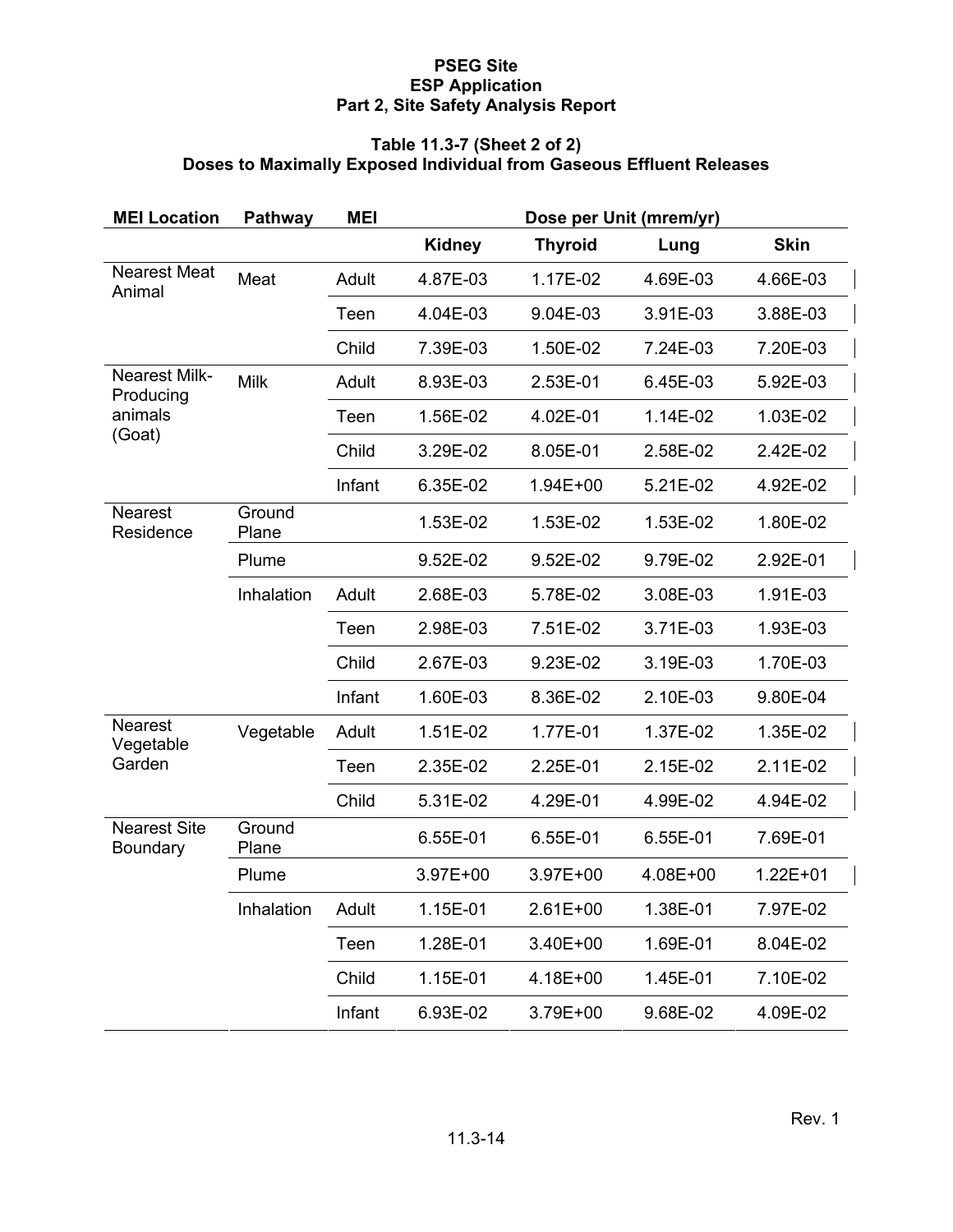**PSEG Site**
**ESP Application**
**Part 2, Site Safety Analysis Report**

**Table 11.3-7 (Sheet 2 of 2)**
**Doses to Maximally Exposed Individual from Gaseous Effluent Releases**

| MEI Location | Pathway | MEI | Dose per Unit (mrem/yr) | | | |
|---|---|---|---|---|---|---|
| | | | Kidney | Thyroid | Lung | Skin |
| Nearest Meat Animal | Meat | Adult | 4.87E-03 | 1.17E-02 | 4.69E-03 | 4.66E-03 |
| | | Teen | 4.04E-03 | 9.04E-03 | 3.91E-03 | 3.88E-03 |
| | | Child | 7.39E-03 | 1.50E-02 | 7.24E-03 | 7.20E-03 |
| Nearest Milk-Producing animals (Goat) | Milk | Adult | 8.93E-03 | 2.53E-01 | 6.45E-03 | 5.92E-03 |
| | | Teen | 1.56E-02 | 4.02E-01 | 1.14E-02 | 1.03E-02 |
| | | Child | 3.29E-02 | 8.05E-01 | 2.58E-02 | 2.42E-02 |
| | | Infant | 6.35E-02 | 1.94E+00 | 5.21E-02 | 4.92E-02 |
| Nearest Residence | Ground Plane | | 1.53E-02 | 1.53E-02 | 1.53E-02 | 1.80E-02 |
| | Plume | | 9.52E-02 | 9.52E-02 | 9.79E-02 | 2.92E-01 |
| | Inhalation | Adult | 2.68E-03 | 5.78E-02 | 3.08E-03 | 1.91E-03 |
| | | Teen | 2.98E-03 | 7.51E-02 | 3.71E-03 | 1.93E-03 |
| | | Child | 2.67E-03 | 9.23E-02 | 3.19E-03 | 1.70E-03 |
| | | Infant | 1.60E-03 | 8.36E-02 | 2.10E-03 | 9.80E-04 |
| Nearest Vegetable Garden | Vegetable | Adult | 1.51E-02 | 1.77E-01 | 1.37E-02 | 1.35E-02 |
| | | Teen | 2.35E-02 | 2.25E-01 | 2.15E-02 | 2.11E-02 |
| | | Child | 5.31E-02 | 4.29E-01 | 4.99E-02 | 4.94E-02 |
| Nearest Site Boundary | Ground Plane | | 6.55E-01 | 6.55E-01 | 6.55E-01 | 7.69E-01 |
| | Plume | | 3.97E+00 | 3.97E+00 | 4.08E+00 | 1.22E+01 |
| | Inhalation | Adult | 1.15E-01 | 2.61E+00 | 1.38E-01 | 7.97E-02 |
| | | Teen | 1.28E-01 | 3.40E+00 | 1.69E-01 | 8.04E-02 |
| | | Child | 1.15E-01 | 4.18E+00 | 1.45E-01 | 7.10E-02 |
| | | Infant | 6.93E-02 | 3.79E+00 | 9.68E-02 | 4.09E-02 |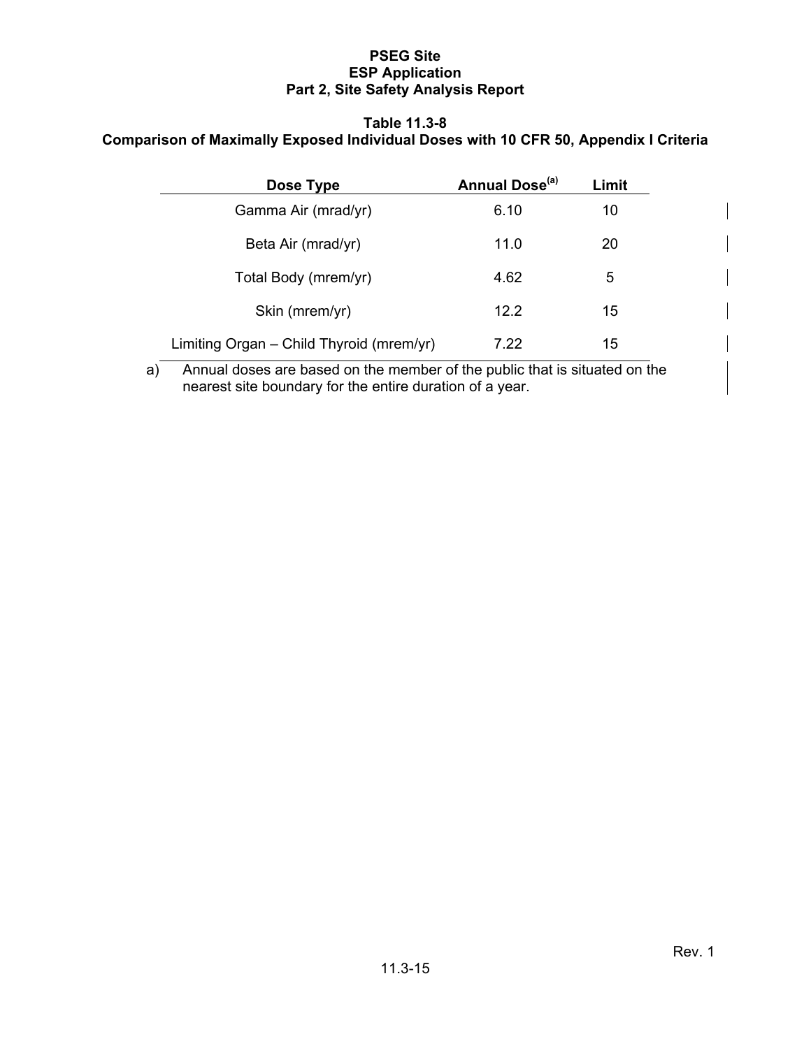**Table 11.3-8**
**Comparison of Maximally Exposed Individual Doses with 10 CFR 50, Appendix I Criteria**

| Dose Type | Annual Dose[(a)] | Limit |
|---|---|---|
| Gamma Air (mrad/yr) | 6.10 | 10 |
| Beta Air (mrad/yr) | 11.0 | 20 |
| Total Body (mrem/yr) | 4.62 | 5 |
| Skin (mrem/yr) | 12.2 | 15 |
| Limiting Organ – Child Thyroid (mrem/yr) | 7.22 | 15 |

a) Annual doses are based on the member of the public that is situated on the nearest site boundary for the entire duration of a year.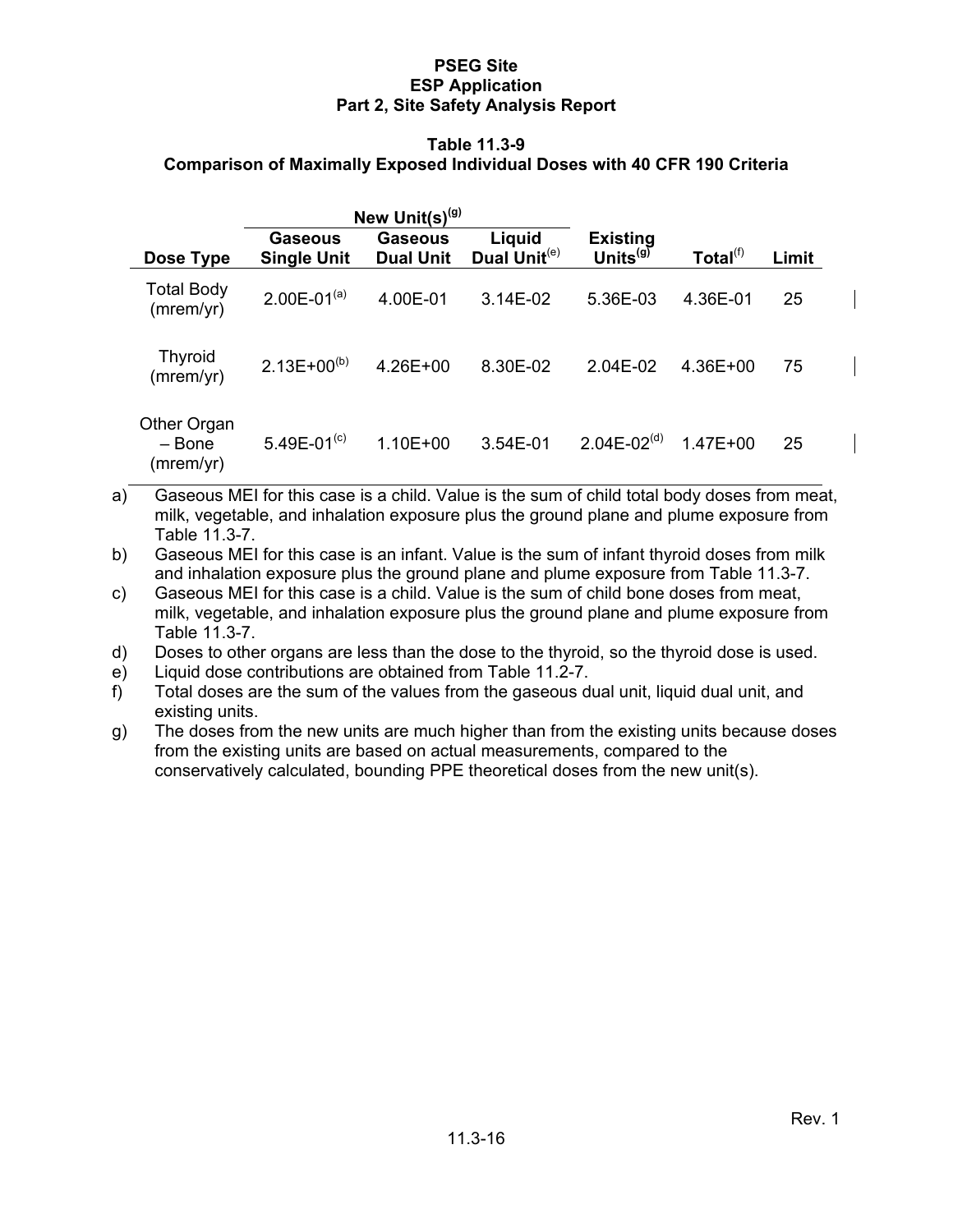## Table 11.3-9
## Comparison of Maximally Exposed Individual Doses with 40 CFR 190 Criteria

| | New Unit(s)[(g)] | | | | | |
|---|---|---|---|---|---|---|
| **Dose Type** | **Gaseous Single Unit** | **Gaseous Dual Unit** | **Liquid Dual Unit**[(e)] | **Existing Units**[(g)] | **Total**[(f)] | **Limit** |
| Total Body (mrem/yr) | 2.00E-01[(a)] | 4.00E-01 | 3.14E-02 | 5.36E-03 | 4.36E-01 | 25 |
| Thyroid (mrem/yr) | 2.13E+00[(b)] | 4.26E+00 | 8.30E-02 | 2.04E-02 | 4.36E+00 | 75 |
| Other Organ – Bone (mrem/yr) | 5.49E-01[(c)] | 1.10E+00 | 3.54E-01 | 2.04E-02[(d)] | 1.47E+00 | 25 |

a) Gaseous MEI for this case is a child. Value is the sum of child total body doses from meat, milk, vegetable, and inhalation exposure plus the ground plane and plume exposure from Table 11.3-7.

b) Gaseous MEI for this case is an infant. Value is the sum of infant thyroid doses from milk and inhalation exposure plus the ground plane and plume exposure from Table 11.3-7.

c) Gaseous MEI for this case is a child. Value is the sum of child bone doses from meat, milk, vegetable, and inhalation exposure plus the ground plane and plume exposure from Table 11.3-7.

d) Doses to other organs are less than the dose to the thyroid, so the thyroid dose is used.

e) Liquid dose contributions are obtained from Table 11.2-7.

f) Total doses are the sum of the values from the gaseous dual unit, liquid dual unit, and existing units.

g) The doses from the new units are much higher than from the existing units because doses from the existing units are based on actual measurements, compared to the conservatively calculated, bounding PPE theoretical doses from the new unit(s).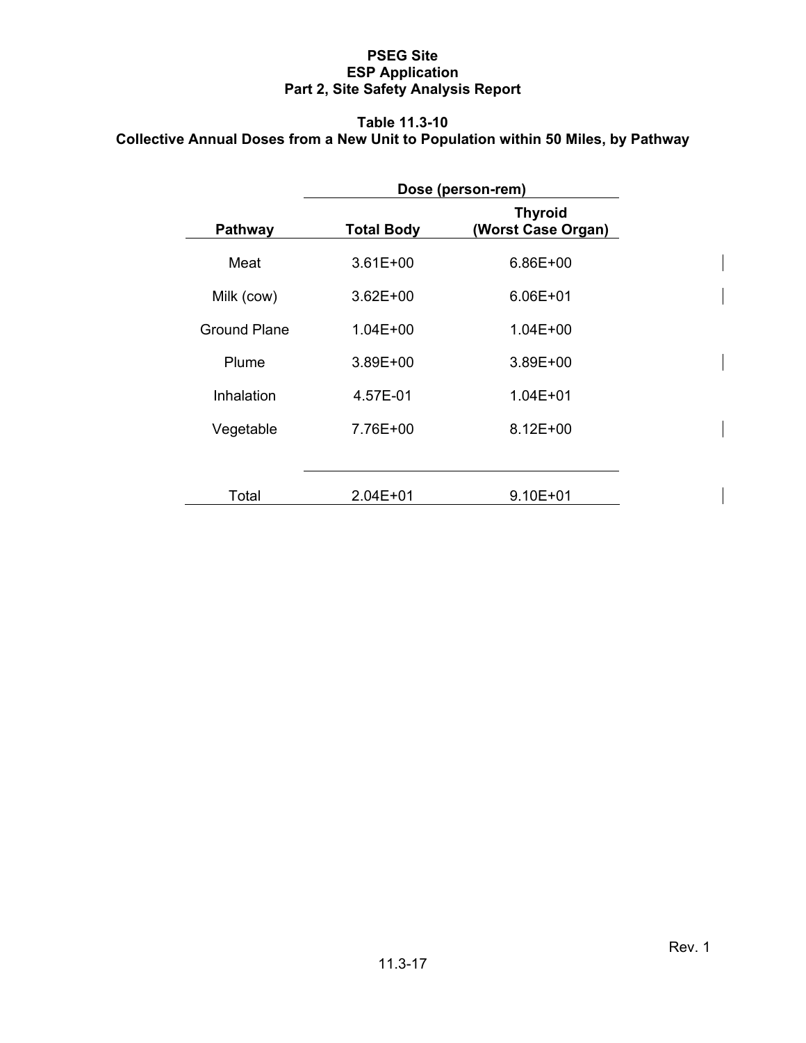### Table 11.3-10
### Collective Annual Doses from a New Unit to Population within 50 Miles, by Pathway

| | Dose (person-rem) | |
|---|---|---|
| **Pathway** | **Total Body** | **Thyroid (Worst Case Organ)** |
| Meat | 3.61E+00 | 6.86E+00 |
| Milk (cow) | 3.62E+00 | 6.06E+01 |
| Ground Plane | 1.04E+00 | 1.04E+00 |
| Plume | 3.89E+00 | 3.89E+00 |
| Inhalation | 4.57E-01 | 1.04E+01 |
| Vegetable | 7.76E+00 | 8.12E+00 |
| Total | 2.04E+01 | 9.10E+01 |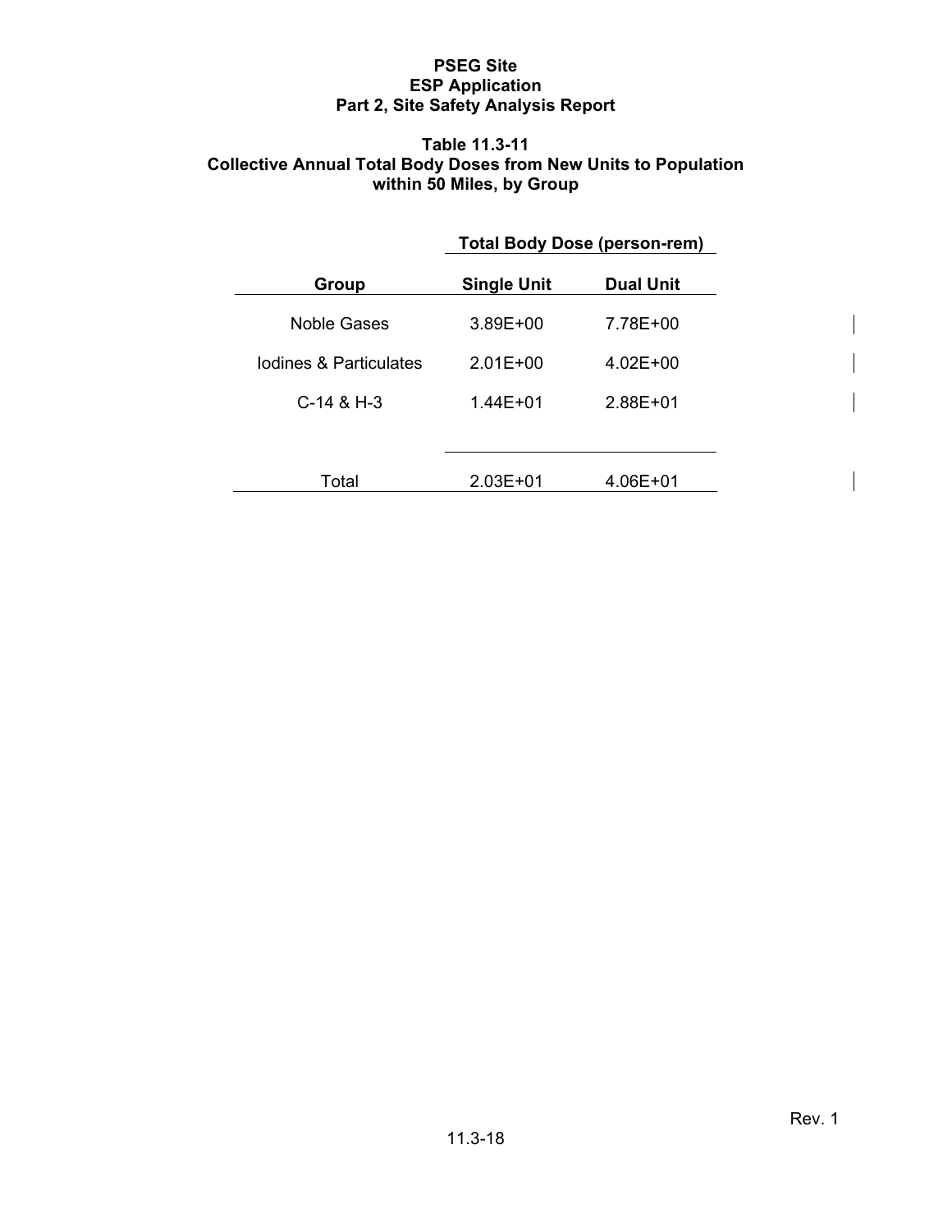**Table 11.3-11**
**Collective Annual Total Body Doses from New Units to Population within 50 Miles, by Group**

| | Total Body Dose (person-rem) | |
|---|---|---|
| **Group** | **Single Unit** | **Dual Unit** |
| Noble Gases | 3.89E+00 | 7.78E+00 |
| Iodines & Particulates | 2.01E+00 | 4.02E+00 |
| C-14 & H-3 | 1.44E+01 | 2.88E+01 |
| Total | 2.03E+01 | 4.06E+01 |